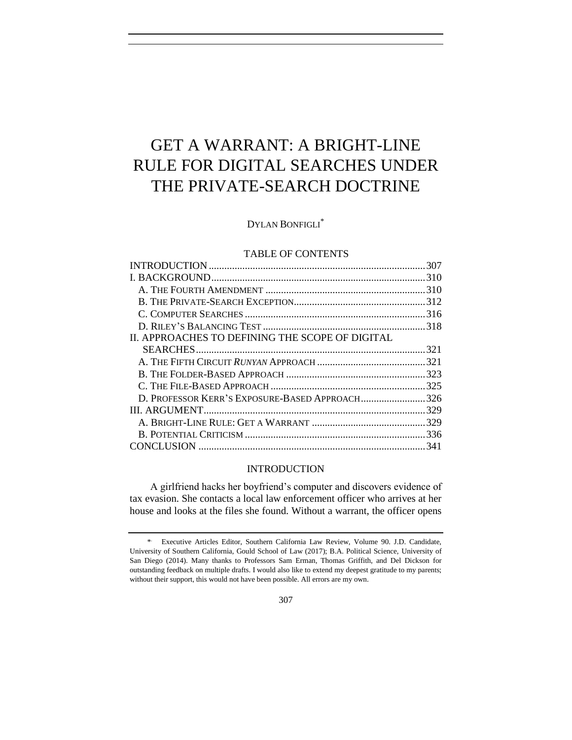# GET A WARRANT: A BRIGHT-LINE RULE FOR DIGITAL SEARCHES UNDER THE PRIVATE-SEARCH DOCTRINE

DYLAN BONFIGLI[*]

TABLE OF CONTENTS

| | |
|---|---|
| INTRODUCTION | 307 |
| I. BACKGROUND | 310 |
| A. THE FOURTH AMENDMENT | 310 |
| B. THE PRIVATE-SEARCH EXCEPTION | 312 |
| C. COMPUTER SEARCHES | 316 |
| D. RILEY'S BALANCING TEST | 318 |
| II. APPROACHES TO DEFINING THE SCOPE OF DIGITAL SEARCHES | 321 |
| A. THE FIFTH CIRCUIT *RUNYAN* APPROACH | 321 |
| B. THE FOLDER-BASED APPROACH | 323 |
| C. THE FILE-BASED APPROACH | 325 |
| D. PROFESSOR KERR'S EXPOSURE-BASED APPROACH | 326 |
| III. ARGUMENT | 329 |
| A. BRIGHT-LINE RULE: GET A WARRANT | 329 |
| B. POTENTIAL CRITICISM | 336 |
| CONCLUSION | 341 |

## INTRODUCTION

A girlfriend hacks her boyfriend's computer and discovers evidence of tax evasion. She contacts a local law enforcement officer who arrives at her house and looks at the files she found. Without a warrant, the officer opens

---

[*] Executive Articles Editor, Southern California Law Review, Volume 90. J.D. Candidate, University of Southern California, Gould School of Law (2017); B.A. Political Science, University of San Diego (2014). Many thanks to Professors Sam Erman, Thomas Griffith, and Del Dickson for outstanding feedback on multiple drafts. I would also like to extend my deepest gratitude to my parents; without their support, this would not have been possible. All errors are my own.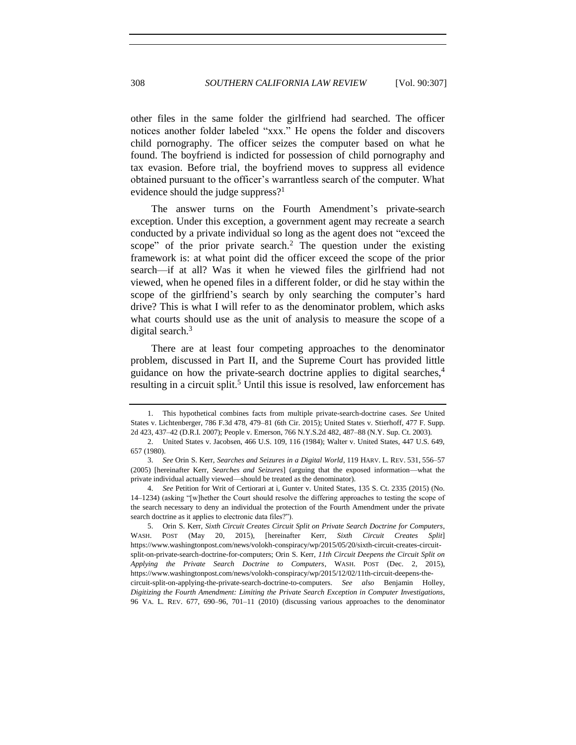other files in the same folder the girlfriend had searched. The officer notices another folder labeled "xxx." He opens the folder and discovers child pornography. The officer seizes the computer based on what he found. The boyfriend is indicted for possession of child pornography and tax evasion. Before trial, the boyfriend moves to suppress all evidence obtained pursuant to the officer's warrantless search of the computer. What evidence should the judge suppress?[1]

The answer turns on the Fourth Amendment's private-search exception. Under this exception, a government agent may recreate a search conducted by a private individual so long as the agent does not "exceed the scope" of the prior private search.[2] The question under the existing framework is: at what point did the officer exceed the scope of the prior search—if at all? Was it when he viewed files the girlfriend had not viewed, when he opened files in a different folder, or did he stay within the scope of the girlfriend's search by only searching the computer's hard drive? This is what I will refer to as the denominator problem, which asks what courts should use as the unit of analysis to measure the scope of a digital search.[3]

There are at least four competing approaches to the denominator problem, discussed in Part II, and the Supreme Court has provided little guidance on how the private-search doctrine applies to digital searches,[4] resulting in a circuit split.[5] Until this issue is resolved, law enforcement has

---

1. This hypothetical combines facts from multiple private-search-doctrine cases. *See* United States v. Lichtenberger, 786 F.3d 478, 479–81 (6th Cir. 2015); United States v. Stierhoff, 477 F. Supp. 2d 423, 437–42 (D.R.I. 2007); People v. Emerson, 766 N.Y.S.2d 482, 487–88 (N.Y. Sup. Ct. 2003).

2. United States v. Jacobsen, 466 U.S. 109, 116 (1984); Walter v. United States, 447 U.S. 649, 657 (1980).

3. *See* Orin S. Kerr, *Searches and Seizures in a Digital World*, 119 HARV. L. REV. 531, 556–57 (2005) [hereinafter Kerr, *Searches and Seizures*] (arguing that the exposed information—what the private individual actually viewed—should be treated as the denominator).

4. *See* Petition for Writ of Certiorari at i, Gunter v. United States, 135 S. Ct. 2335 (2015) (No. 14–1234) (asking "[w]hether the Court should resolve the differing approaches to testing the scope of the search necessary to deny an individual the protection of the Fourth Amendment under the private search doctrine as it applies to electronic data files?").

5. Orin S. Kerr, *Sixth Circuit Creates Circuit Split on Private Search Doctrine for Computers*, WASH. POST (May 20, 2015), [hereinafter Kerr, *Sixth Circuit Creates Split*] https://www.washingtonpost.com/news/volokh-conspiracy/wp/2015/05/20/sixth-circuit-creates-circuit-split-on-private-search-doctrine-for-computers; Orin S. Kerr, *11th Circuit Deepens the Circuit Split on Applying the Private Search Doctrine to Computers*, WASH. POST (Dec. 2, 2015), https://www.washingtonpost.com/news/volokh-conspiracy/wp/2015/12/02/11th-circuit-deepens-the-circuit-split-on-applying-the-private-search-doctrine-to-computers. *See also* Benjamin Holley, *Digitizing the Fourth Amendment: Limiting the Private Search Exception in Computer Investigations*, 96 VA. L. REV. 677, 690–96, 701–11 (2010) (discussing various approaches to the denominator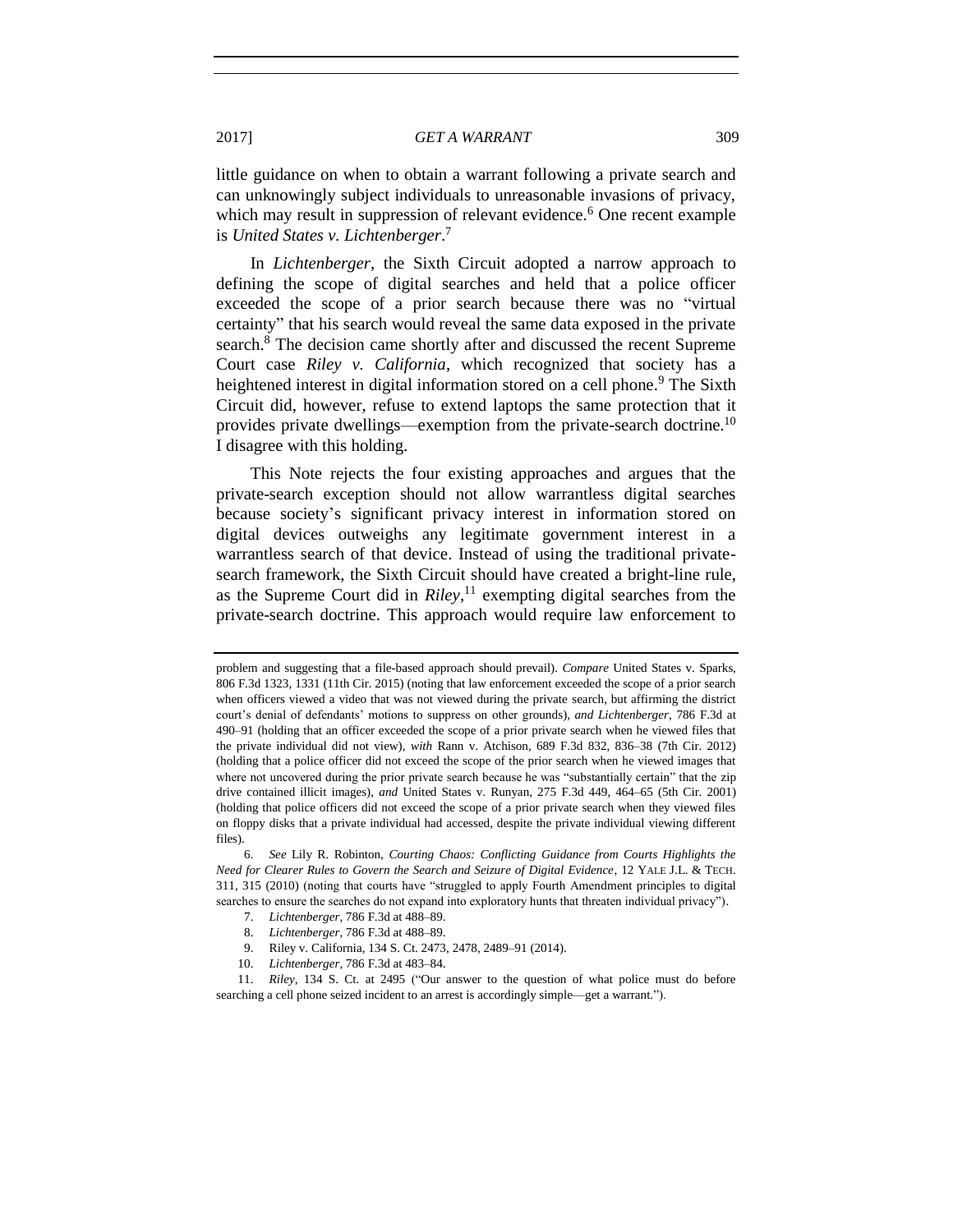little guidance on when to obtain a warrant following a private search and can unknowingly subject individuals to unreasonable invasions of privacy, which may result in suppression of relevant evidence.[6] One recent example is *United States v. Lichtenberger*.[7]

In *Lichtenberger*, the Sixth Circuit adopted a narrow approach to defining the scope of digital searches and held that a police officer exceeded the scope of a prior search because there was no "virtual certainty" that his search would reveal the same data exposed in the private search.[8] The decision came shortly after and discussed the recent Supreme Court case *Riley v. California*, which recognized that society has a heightened interest in digital information stored on a cell phone.[9] The Sixth Circuit did, however, refuse to extend laptops the same protection that it provides private dwellings—exemption from the private-search doctrine.[10] I disagree with this holding.

This Note rejects the four existing approaches and argues that the private-search exception should not allow warrantless digital searches because society's significant privacy interest in information stored on digital devices outweighs any legitimate government interest in a warrantless search of that device. Instead of using the traditional private-search framework, the Sixth Circuit should have created a bright-line rule, as the Supreme Court did in *Riley*,[11] exempting digital searches from the private-search doctrine. This approach would require law enforcement to

---

problem and suggesting that a file-based approach should prevail). *Compare* United States v. Sparks, 806 F.3d 1323, 1331 (11th Cir. 2015) (noting that law enforcement exceeded the scope of a prior search when officers viewed a video that was not viewed during the private search, but affirming the district court's denial of defendants' motions to suppress on other grounds), *and Lichtenberger*, 786 F.3d at 490–91 (holding that an officer exceeded the scope of a prior private search when he viewed files that the private individual did not view), *with* Rann v. Atchison, 689 F.3d 832, 836–38 (7th Cir. 2012) (holding that a police officer did not exceed the scope of the prior search when he viewed images that where not uncovered during the prior private search because he was "substantially certain" that the zip drive contained illicit images), *and* United States v. Runyan, 275 F.3d 449, 464–65 (5th Cir. 2001) (holding that police officers did not exceed the scope of a prior private search when they viewed files on floppy disks that a private individual had accessed, despite the private individual viewing different files).

6. *See* Lily R. Robinton, *Courting Chaos: Conflicting Guidance from Courts Highlights the Need for Clearer Rules to Govern the Search and Seizure of Digital Evidence*, 12 YALE J.L. & TECH. 311, 315 (2010) (noting that courts have "struggled to apply Fourth Amendment principles to digital searches to ensure the searches do not expand into exploratory hunts that threaten individual privacy").

7. *Lichtenberger*, 786 F.3d at 488–89.

8. *Lichtenberger*, 786 F.3d at 488–89.

9. Riley v. California, 134 S. Ct. 2473, 2478, 2489–91 (2014).

10. *Lichtenberger*, 786 F.3d at 483–84.

11. *Riley*, 134 S. Ct. at 2495 ("Our answer to the question of what police must do before searching a cell phone seized incident to an arrest is accordingly simple—get a warrant.").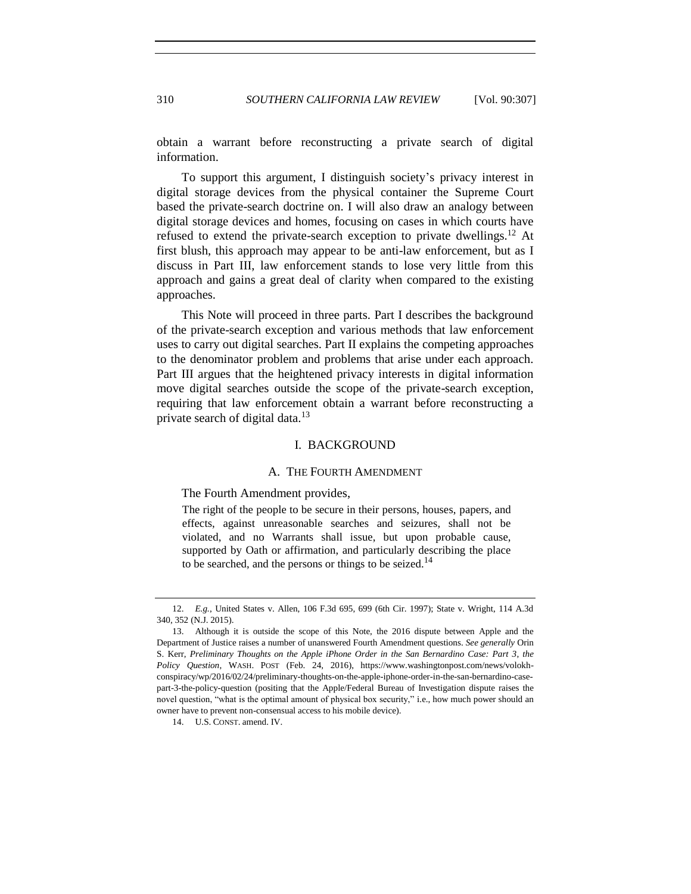obtain a warrant before reconstructing a private search of digital information.

To support this argument, I distinguish society's privacy interest in digital storage devices from the physical container the Supreme Court based the private-search doctrine on. I will also draw an analogy between digital storage devices and homes, focusing on cases in which courts have refused to extend the private-search exception to private dwellings.[12] At first blush, this approach may appear to be anti-law enforcement, but as I discuss in Part III, law enforcement stands to lose very little from this approach and gains a great deal of clarity when compared to the existing approaches.

This Note will proceed in three parts. Part I describes the background of the private-search exception and various methods that law enforcement uses to carry out digital searches. Part II explains the competing approaches to the denominator problem and problems that arise under each approach. Part III argues that the heightened privacy interests in digital information move digital searches outside the scope of the private-search exception, requiring that law enforcement obtain a warrant before reconstructing a private search of digital data.[13]

## I. BACKGROUND

### A. THE FOURTH AMENDMENT

The Fourth Amendment provides,

> The right of the people to be secure in their persons, houses, papers, and effects, against unreasonable searches and seizures, shall not be violated, and no Warrants shall issue, but upon probable cause, supported by Oath or affirmation, and particularly describing the place to be searched, and the persons or things to be seized.[14]

---

12. *E.g.*, United States v. Allen, 106 F.3d 695, 699 (6th Cir. 1997); State v. Wright, 114 A.3d 340, 352 (N.J. 2015).

13. Although it is outside the scope of this Note, the 2016 dispute between Apple and the Department of Justice raises a number of unanswered Fourth Amendment questions. *See generally* Orin S. Kerr, *Preliminary Thoughts on the Apple iPhone Order in the San Bernardino Case: Part 3, the Policy Question*, WASH. POST (Feb. 24, 2016), https://www.washingtonpost.com/news/volokh-conspiracy/wp/2016/02/24/preliminary-thoughts-on-the-apple-iphone-order-in-the-san-bernardino-case-part-3-the-policy-question (positing that the Apple/Federal Bureau of Investigation dispute raises the novel question, "what is the optimal amount of physical box security," i.e., how much power should an owner have to prevent non-consensual access to his mobile device).

14. U.S. CONST. amend. IV.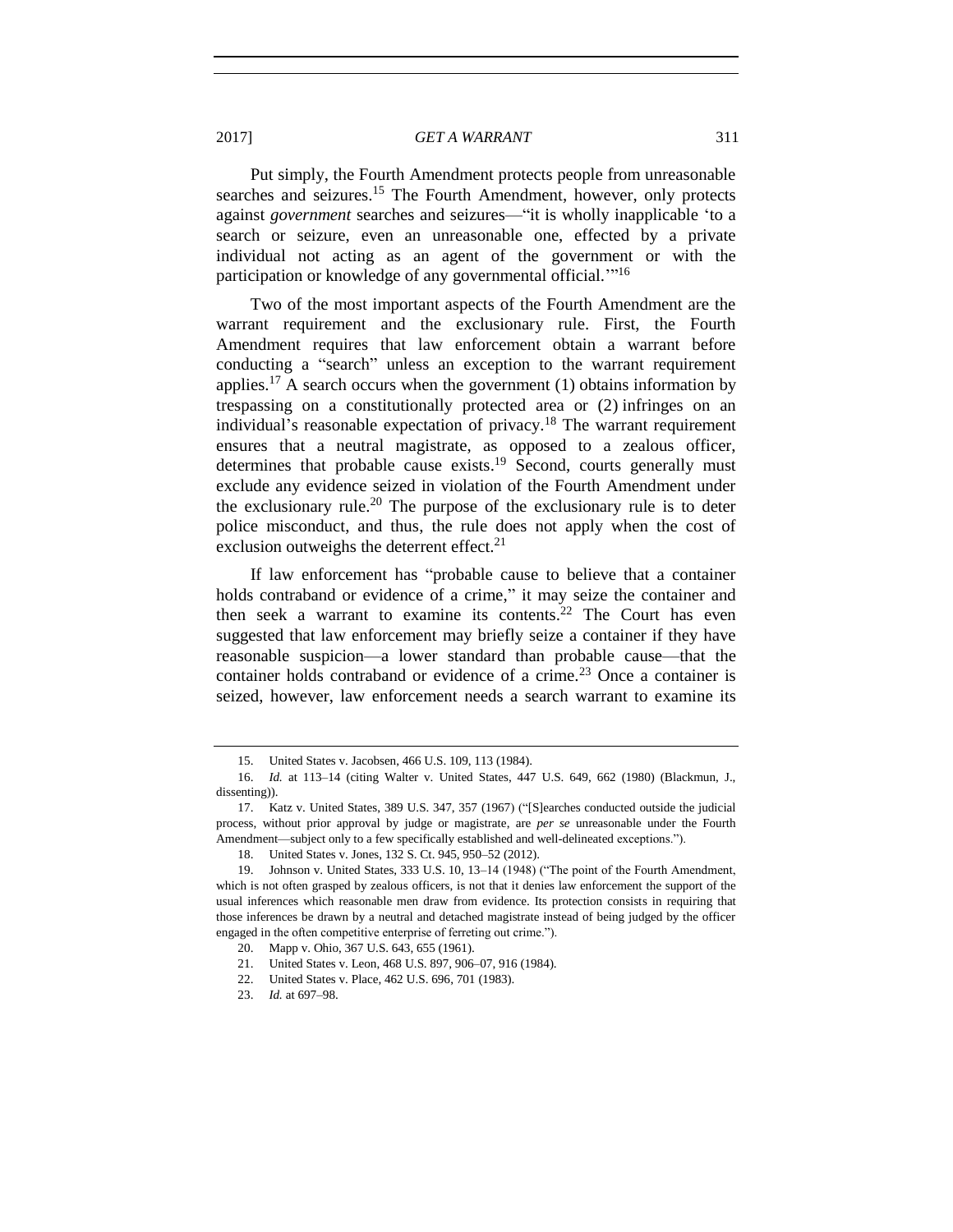Put simply, the Fourth Amendment protects people from unreasonable searches and seizures.[15] The Fourth Amendment, however, only protects against *government* searches and seizures—"it is wholly inapplicable 'to a search or seizure, even an unreasonable one, effected by a private individual not acting as an agent of the government or with the participation or knowledge of any governmental official.'"[16]

Two of the most important aspects of the Fourth Amendment are the warrant requirement and the exclusionary rule. First, the Fourth Amendment requires that law enforcement obtain a warrant before conducting a "search" unless an exception to the warrant requirement applies.[17] A search occurs when the government (1) obtains information by trespassing on a constitutionally protected area or (2) infringes on an individual's reasonable expectation of privacy.[18] The warrant requirement ensures that a neutral magistrate, as opposed to a zealous officer, determines that probable cause exists.[19] Second, courts generally must exclude any evidence seized in violation of the Fourth Amendment under the exclusionary rule.[20] The purpose of the exclusionary rule is to deter police misconduct, and thus, the rule does not apply when the cost of exclusion outweighs the deterrent effect.[21]

If law enforcement has "probable cause to believe that a container holds contraband or evidence of a crime," it may seize the container and then seek a warrant to examine its contents.[22] The Court has even suggested that law enforcement may briefly seize a container if they have reasonable suspicion—a lower standard than probable cause—that the container holds contraband or evidence of a crime.[23] Once a container is seized, however, law enforcement needs a search warrant to examine its

---

15. United States v. Jacobsen, 466 U.S. 109, 113 (1984).

16. *Id.* at 113–14 (citing Walter v. United States, 447 U.S. 649, 662 (1980) (Blackmun, J., dissenting)).

17. Katz v. United States, 389 U.S. 347, 357 (1967) ("[S]earches conducted outside the judicial process, without prior approval by judge or magistrate, are *per se* unreasonable under the Fourth Amendment—subject only to a few specifically established and well-delineated exceptions.").

18. United States v. Jones, 132 S. Ct. 945, 950–52 (2012).

19. Johnson v. United States, 333 U.S. 10, 13–14 (1948) ("The point of the Fourth Amendment, which is not often grasped by zealous officers, is not that it denies law enforcement the support of the usual inferences which reasonable men draw from evidence. Its protection consists in requiring that those inferences be drawn by a neutral and detached magistrate instead of being judged by the officer engaged in the often competitive enterprise of ferreting out crime.").

20. Mapp v. Ohio, 367 U.S. 643, 655 (1961).

21. United States v. Leon, 468 U.S. 897, 906–07, 916 (1984).

22. United States v. Place, 462 U.S. 696, 701 (1983).

23. *Id.* at 697–98.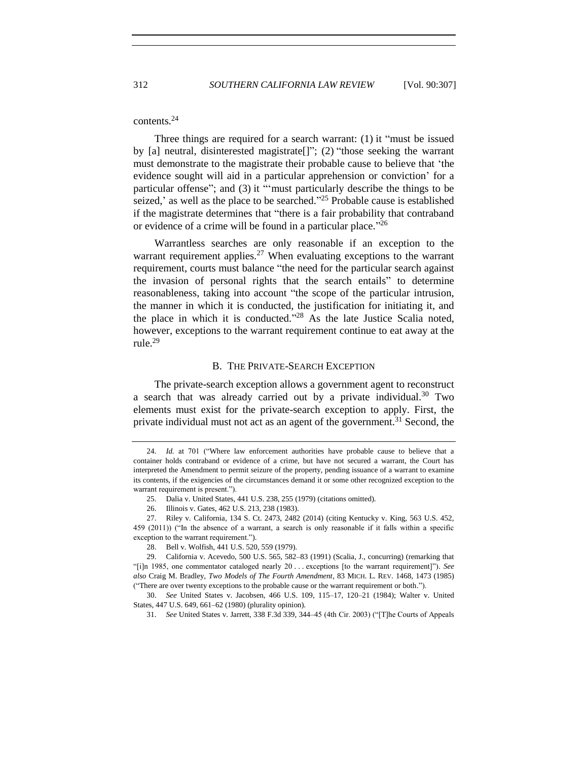contents.[24]

Three things are required for a search warrant: (1) it "must be issued by [a] neutral, disinterested magistrate[]"; (2) "those seeking the warrant must demonstrate to the magistrate their probable cause to believe that 'the evidence sought will aid in a particular apprehension or conviction' for a particular offense"; and (3) it "'must particularly describe the things to be seized,' as well as the place to be searched."[25] Probable cause is established if the magistrate determines that "there is a fair probability that contraband or evidence of a crime will be found in a particular place."[26]

Warrantless searches are only reasonable if an exception to the warrant requirement applies.[27] When evaluating exceptions to the warrant requirement, courts must balance "the need for the particular search against the invasion of personal rights that the search entails" to determine reasonableness, taking into account "the scope of the particular intrusion, the manner in which it is conducted, the justification for initiating it, and the place in which it is conducted."[28] As the late Justice Scalia noted, however, exceptions to the warrant requirement continue to eat away at the rule.[29]

### B. The Private-Search Exception

The private-search exception allows a government agent to reconstruct a search that was already carried out by a private individual.[30] Two elements must exist for the private-search exception to apply. First, the private individual must not act as an agent of the government.[31] Second, the

---

24. *Id.* at 701 ("Where law enforcement authorities have probable cause to believe that a container holds contraband or evidence of a crime, but have not secured a warrant, the Court has interpreted the Amendment to permit seizure of the property, pending issuance of a warrant to examine its contents, if the exigencies of the circumstances demand it or some other recognized exception to the warrant requirement is present.").

25. Dalia v. United States, 441 U.S. 238, 255 (1979) (citations omitted).

26. Illinois v. Gates, 462 U.S. 213, 238 (1983).

27. Riley v. California, 134 S. Ct. 2473, 2482 (2014) (citing Kentucky v. King, 563 U.S. 452, 459 (2011)) ("In the absence of a warrant, a search is only reasonable if it falls within a specific exception to the warrant requirement.").

28. Bell v. Wolfish, 441 U.S. 520, 559 (1979).

29. California v. Acevedo, 500 U.S. 565, 582–83 (1991) (Scalia, J., concurring) (remarking that "[i]n 1985, one commentator cataloged nearly 20 . . . exceptions [to the warrant requirement]"). *See also* Craig M. Bradley, *Two Models of The Fourth Amendment*, 83 MICH. L. REV. 1468, 1473 (1985) ("There are over twenty exceptions to the probable cause or the warrant requirement or both.").

30. *See* United States v. Jacobsen, 466 U.S. 109, 115–17, 120–21 (1984); Walter v. United States, 447 U.S. 649, 661–62 (1980) (plurality opinion).

31. *See* United States v. Jarrett, 338 F.3d 339, 344–45 (4th Cir. 2003) ("[T]he Courts of Appeals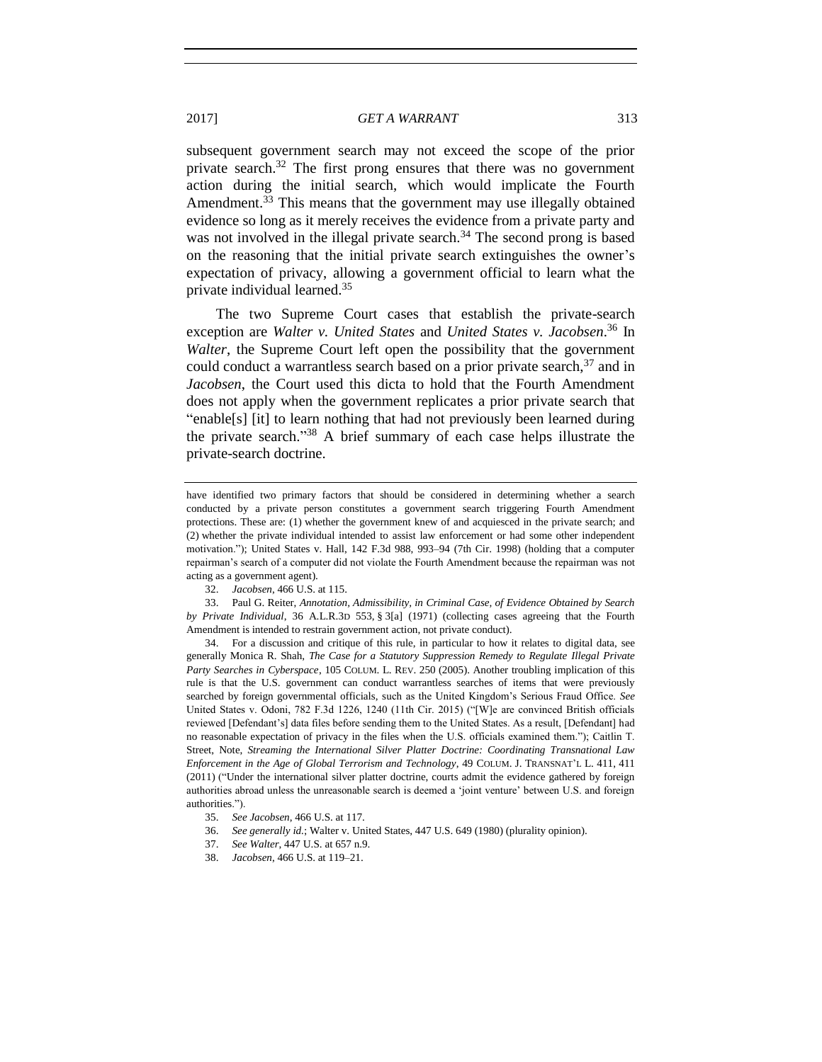subsequent government search may not exceed the scope of the prior private search.[32] The first prong ensures that there was no government action during the initial search, which would implicate the Fourth Amendment.[33] This means that the government may use illegally obtained evidence so long as it merely receives the evidence from a private party and was not involved in the illegal private search.[34] The second prong is based on the reasoning that the initial private search extinguishes the owner's expectation of privacy, allowing a government official to learn what the private individual learned.[35]

The two Supreme Court cases that establish the private-search exception are *Walter v. United States* and *United States v. Jacobsen*.[36] In *Walter*, the Supreme Court left open the possibility that the government could conduct a warrantless search based on a prior private search,[37] and in *Jacobsen*, the Court used this dicta to hold that the Fourth Amendment does not apply when the government replicates a prior private search that "enable[s] [it] to learn nothing that had not previously been learned during the private search."[38] A brief summary of each case helps illustrate the private-search doctrine.

---

have identified two primary factors that should be considered in determining whether a search conducted by a private person constitutes a government search triggering Fourth Amendment protections. These are: (1) whether the government knew of and acquiesced in the private search; and (2) whether the private individual intended to assist law enforcement or had some other independent motivation."); United States v. Hall, 142 F.3d 988, 993–94 (7th Cir. 1998) (holding that a computer repairman's search of a computer did not violate the Fourth Amendment because the repairman was not acting as a government agent).

32. *Jacobsen*, 466 U.S. at 115.

33. Paul G. Reiter, *Annotation, Admissibility, in Criminal Case, of Evidence Obtained by Search by Private Individual*, 36 A.L.R.3D 553, § 3[a] (1971) (collecting cases agreeing that the Fourth Amendment is intended to restrain government action, not private conduct).

34. For a discussion and critique of this rule, in particular to how it relates to digital data, see generally Monica R. Shah, *The Case for a Statutory Suppression Remedy to Regulate Illegal Private Party Searches in Cyberspace*, 105 COLUM. L. REV. 250 (2005). Another troubling implication of this rule is that the U.S. government can conduct warrantless searches of items that were previously searched by foreign governmental officials, such as the United Kingdom's Serious Fraud Office. *See* United States v. Odoni, 782 F.3d 1226, 1240 (11th Cir. 2015) ("[W]e are convinced British officials reviewed [Defendant's] data files before sending them to the United States. As a result, [Defendant] had no reasonable expectation of privacy in the files when the U.S. officials examined them."); Caitlin T. Street, Note, *Streaming the International Silver Platter Doctrine: Coordinating Transnational Law Enforcement in the Age of Global Terrorism and Technology*, 49 COLUM. J. TRANSNAT'L L. 411, 411 (2011) ("Under the international silver platter doctrine, courts admit the evidence gathered by foreign authorities abroad unless the unreasonable search is deemed a 'joint venture' between U.S. and foreign authorities.").

35. *See Jacobsen*, 466 U.S. at 117.

36. *See generally id.*; Walter v. United States, 447 U.S. 649 (1980) (plurality opinion).

37. *See Walter*, 447 U.S. at 657 n.9.

38. *Jacobsen*, 466 U.S. at 119–21.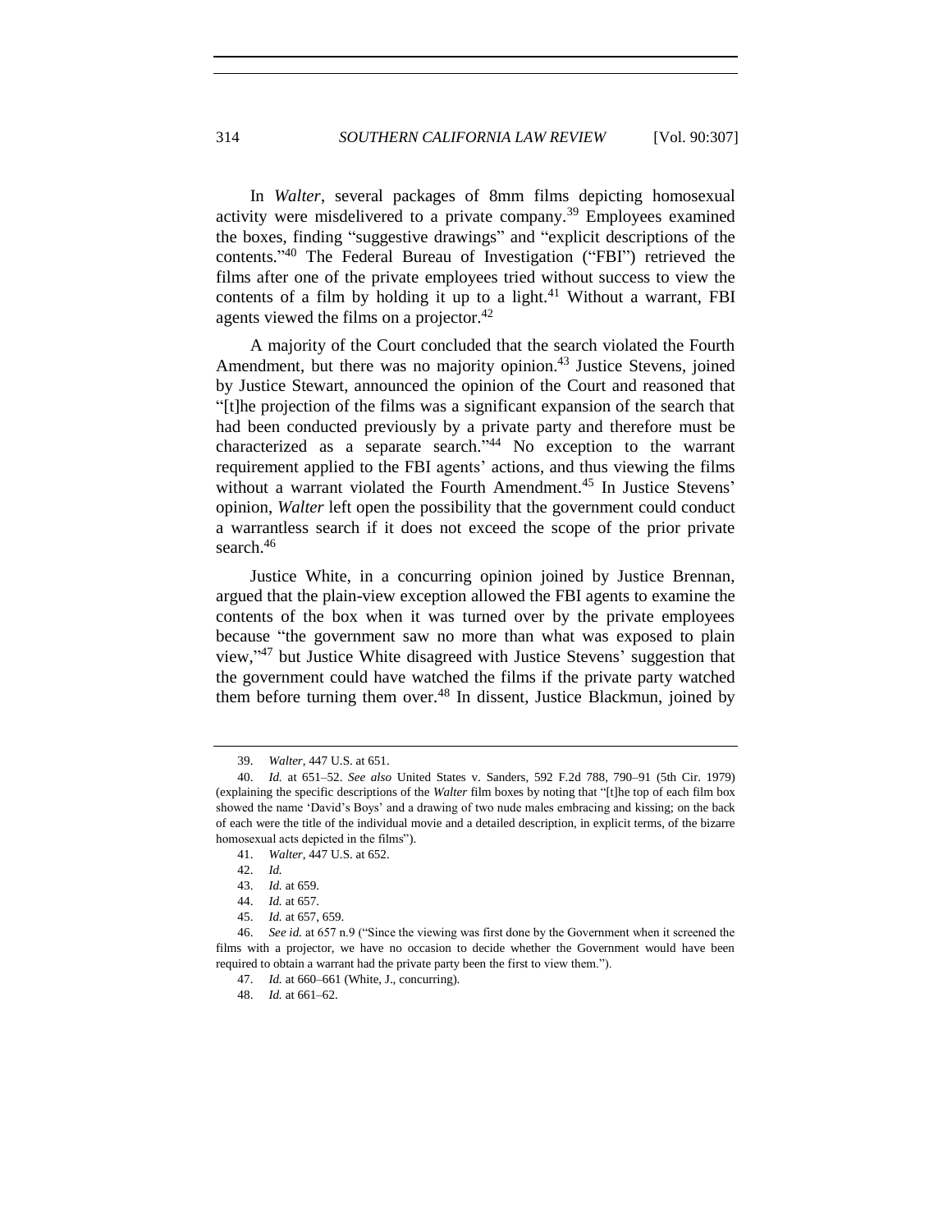In *Walter*, several packages of 8mm films depicting homosexual activity were misdelivered to a private company.[39] Employees examined the boxes, finding "suggestive drawings" and "explicit descriptions of the contents."[40] The Federal Bureau of Investigation ("FBI") retrieved the films after one of the private employees tried without success to view the contents of a film by holding it up to a light.[41] Without a warrant, FBI agents viewed the films on a projector.[42]

A majority of the Court concluded that the search violated the Fourth Amendment, but there was no majority opinion.[43] Justice Stevens, joined by Justice Stewart, announced the opinion of the Court and reasoned that "[t]he projection of the films was a significant expansion of the search that had been conducted previously by a private party and therefore must be characterized as a separate search."[44] No exception to the warrant requirement applied to the FBI agents' actions, and thus viewing the films without a warrant violated the Fourth Amendment.[45] In Justice Stevens' opinion, *Walter* left open the possibility that the government could conduct a warrantless search if it does not exceed the scope of the prior private search.[46]

Justice White, in a concurring opinion joined by Justice Brennan, argued that the plain-view exception allowed the FBI agents to examine the contents of the box when it was turned over by the private employees because "the government saw no more than what was exposed to plain view,"[47] but Justice White disagreed with Justice Stevens' suggestion that the government could have watched the films if the private party watched them before turning them over.[48] In dissent, Justice Blackmun, joined by

---

39. *Walter*, 447 U.S. at 651.

40. *Id.* at 651–52. *See also* United States v. Sanders, 592 F.2d 788, 790–91 (5th Cir. 1979) (explaining the specific descriptions of the *Walter* film boxes by noting that "[t]he top of each film box showed the name 'David's Boys' and a drawing of two nude males embracing and kissing; on the back of each were the title of the individual movie and a detailed description, in explicit terms, of the bizarre homosexual acts depicted in the films").

41. *Walter*, 447 U.S. at 652.

42. *Id.*

43. *Id.* at 659.

44. *Id.* at 657.

45. *Id.* at 657, 659.

46. *See id.* at 657 n.9 ("Since the viewing was first done by the Government when it screened the films with a projector, we have no occasion to decide whether the Government would have been required to obtain a warrant had the private party been the first to view them.").

47. *Id.* at 660–661 (White, J., concurring).

48. *Id.* at 661–62.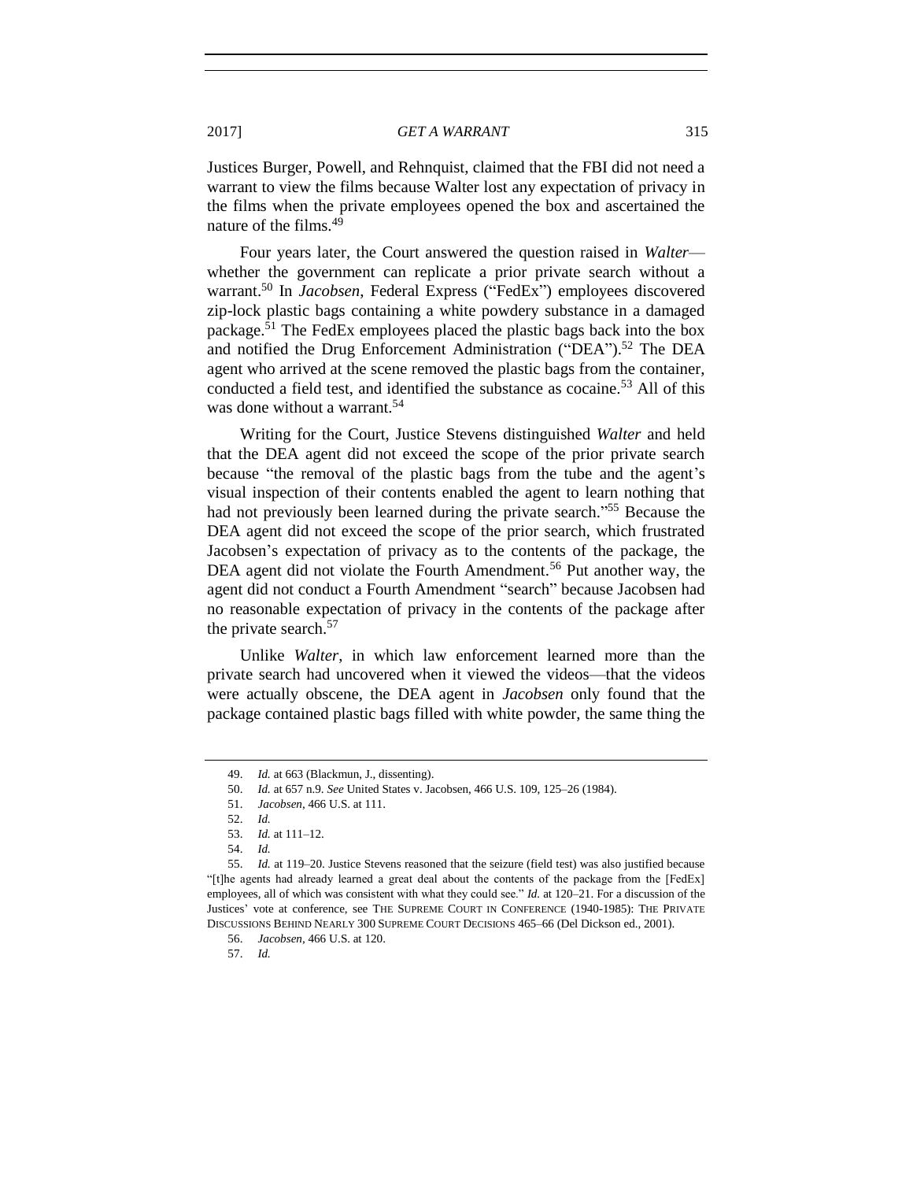Justices Burger, Powell, and Rehnquist, claimed that the FBI did not need a warrant to view the films because Walter lost any expectation of privacy in the films when the private employees opened the box and ascertained the nature of the films.[49]

Four years later, the Court answered the question raised in *Walter*—whether the government can replicate a prior private search without a warrant.[50] In *Jacobsen*, Federal Express ("FedEx") employees discovered zip-lock plastic bags containing a white powdery substance in a damaged package.[51] The FedEx employees placed the plastic bags back into the box and notified the Drug Enforcement Administration ("DEA").[52] The DEA agent who arrived at the scene removed the plastic bags from the container, conducted a field test, and identified the substance as cocaine.[53] All of this was done without a warrant.[54]

Writing for the Court, Justice Stevens distinguished *Walter* and held that the DEA agent did not exceed the scope of the prior private search because "the removal of the plastic bags from the tube and the agent's visual inspection of their contents enabled the agent to learn nothing that had not previously been learned during the private search."[55] Because the DEA agent did not exceed the scope of the prior search, which frustrated Jacobsen's expectation of privacy as to the contents of the package, the DEA agent did not violate the Fourth Amendment.[56] Put another way, the agent did not conduct a Fourth Amendment "search" because Jacobsen had no reasonable expectation of privacy in the contents of the package after the private search.[57]

Unlike *Walter*, in which law enforcement learned more than the private search had uncovered when it viewed the videos—that the videos were actually obscene, the DEA agent in *Jacobsen* only found that the package contained plastic bags filled with white powder, the same thing the

---

49. *Id.* at 663 (Blackmun, J., dissenting).

50. *Id.* at 657 n.9. *See* United States v. Jacobsen, 466 U.S. 109, 125–26 (1984).

51. *Jacobsen*, 466 U.S. at 111.

52. *Id.*

53. *Id.* at 111–12.

54. *Id.*

55. *Id.* at 119–20. Justice Stevens reasoned that the seizure (field test) was also justified because "[t]he agents had already learned a great deal about the contents of the package from the [FedEx] employees, all of which was consistent with what they could see." *Id.* at 120–21. For a discussion of the Justices' vote at conference, see THE SUPREME COURT IN CONFERENCE (1940-1985): THE PRIVATE DISCUSSIONS BEHIND NEARLY 300 SUPREME COURT DECISIONS 465–66 (Del Dickson ed., 2001).

56. *Jacobsen*, 466 U.S. at 120.

57. *Id.*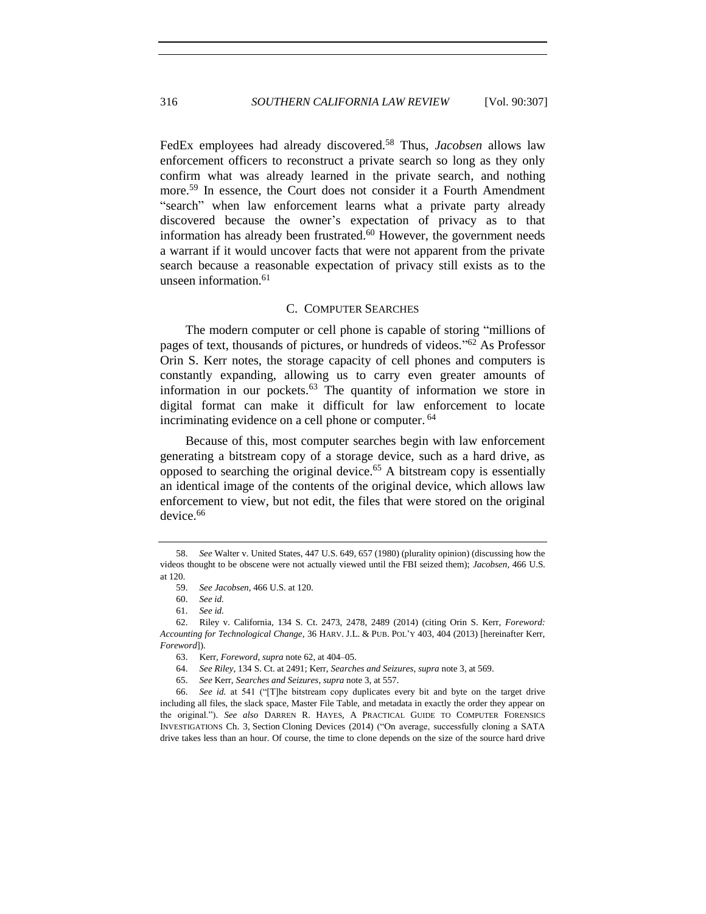FedEx employees had already discovered.[58] Thus, *Jacobsen* allows law enforcement officers to reconstruct a private search so long as they only confirm what was already learned in the private search, and nothing more.[59] In essence, the Court does not consider it a Fourth Amendment "search" when law enforcement learns what a private party already discovered because the owner's expectation of privacy as to that information has already been frustrated.[60] However, the government needs a warrant if it would uncover facts that were not apparent from the private search because a reasonable expectation of privacy still exists as to the unseen information.[61]

### C. COMPUTER SEARCHES

The modern computer or cell phone is capable of storing "millions of pages of text, thousands of pictures, or hundreds of videos."[62] As Professor Orin S. Kerr notes, the storage capacity of cell phones and computers is constantly expanding, allowing us to carry even greater amounts of information in our pockets.[63] The quantity of information we store in digital format can make it difficult for law enforcement to locate incriminating evidence on a cell phone or computer.[64]

Because of this, most computer searches begin with law enforcement generating a bitstream copy of a storage device, such as a hard drive, as opposed to searching the original device.[65] A bitstream copy is essentially an identical image of the contents of the original device, which allows law enforcement to view, but not edit, the files that were stored on the original device.[66]

---

58. *See* Walter v. United States, 447 U.S. 649, 657 (1980) (plurality opinion) (discussing how the videos thought to be obscene were not actually viewed until the FBI seized them); *Jacobsen*, 466 U.S. at 120.

59. *See Jacobsen*, 466 U.S. at 120.

60. *See id.*

61. *See id.*

62. Riley v. California, 134 S. Ct. 2473, 2478, 2489 (2014) (citing Orin S. Kerr, *Foreword: Accounting for Technological Change*, 36 HARV. J.L. & PUB. POL'Y 403, 404 (2013) [hereinafter Kerr, *Foreword*]).

63. Kerr, *Foreword*, *supra* note 62, at 404–05.

64. *See Riley*, 134 S. Ct. at 2491; Kerr, *Searches and Seizures*, *supra* note 3, at 569.

65. *See* Kerr, *Searches and Seizures*, *supra* note 3, at 557.

66. *See id.* at 541 ("[T]he bitstream copy duplicates every bit and byte on the target drive including all files, the slack space, Master File Table, and metadata in exactly the order they appear on the original."). *See also* DARREN R. HAYES, A PRACTICAL GUIDE TO COMPUTER FORENSICS INVESTIGATIONS Ch. 3, Section Cloning Devices (2014) ("On average, successfully cloning a SATA drive takes less than an hour. Of course, the time to clone depends on the size of the source hard drive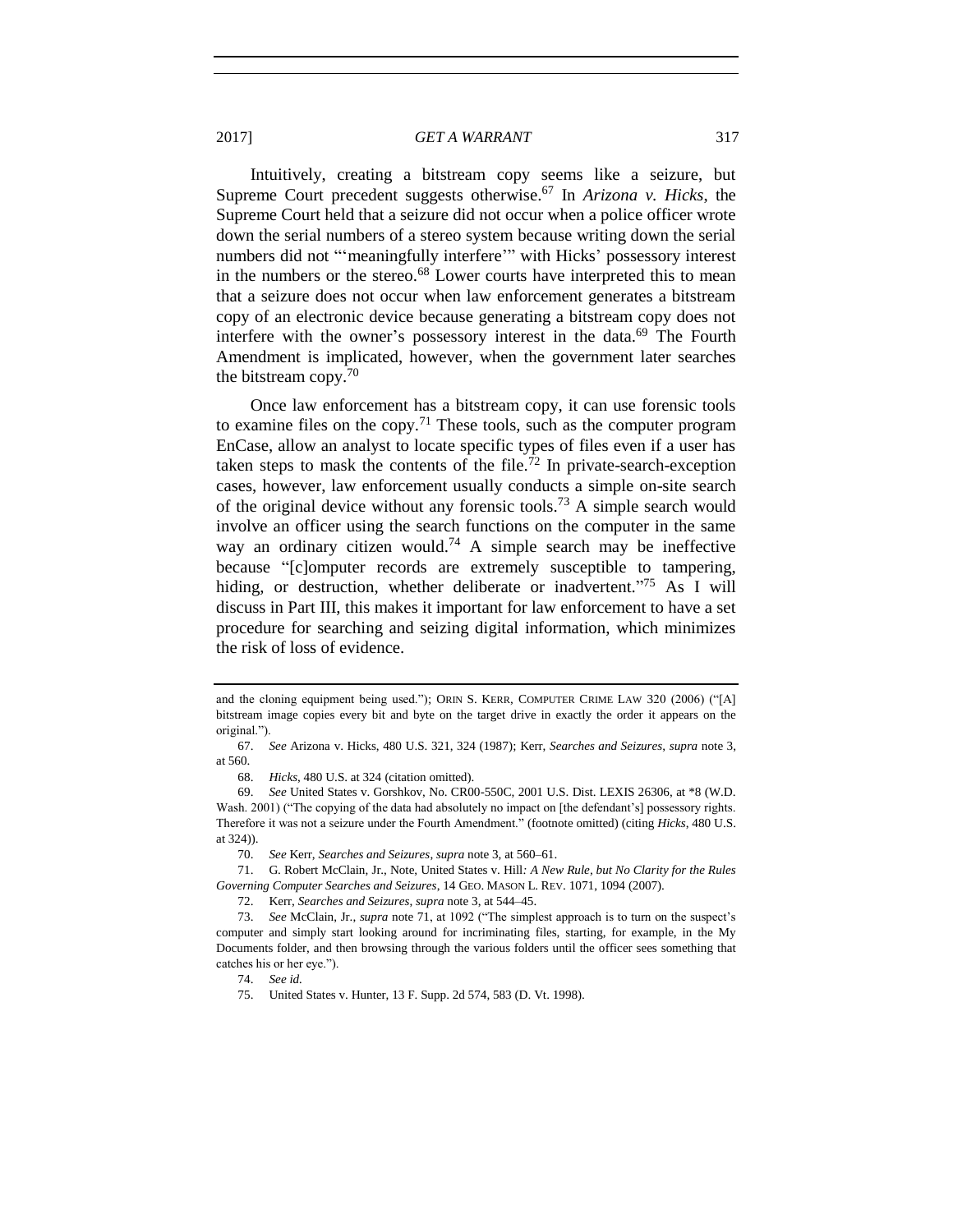Intuitively, creating a bitstream copy seems like a seizure, but Supreme Court precedent suggests otherwise.[67] In *Arizona v. Hicks*, the Supreme Court held that a seizure did not occur when a police officer wrote down the serial numbers of a stereo system because writing down the serial numbers did not "'meaningfully interfere'" with Hicks' possessory interest in the numbers or the stereo.[68] Lower courts have interpreted this to mean that a seizure does not occur when law enforcement generates a bitstream copy of an electronic device because generating a bitstream copy does not interfere with the owner's possessory interest in the data.[69] The Fourth Amendment is implicated, however, when the government later searches the bitstream copy.[70]

Once law enforcement has a bitstream copy, it can use forensic tools to examine files on the copy.[71] These tools, such as the computer program EnCase, allow an analyst to locate specific types of files even if a user has taken steps to mask the contents of the file.[72] In private-search-exception cases, however, law enforcement usually conducts a simple on-site search of the original device without any forensic tools.[73] A simple search would involve an officer using the search functions on the computer in the same way an ordinary citizen would.[74] A simple search may be ineffective because "[c]omputer records are extremely susceptible to tampering, hiding, or destruction, whether deliberate or inadvertent."[75] As I will discuss in Part III, this makes it important for law enforcement to have a set procedure for searching and seizing digital information, which minimizes the risk of loss of evidence.

---

and the cloning equipment being used."); ORIN S. KERR, COMPUTER CRIME LAW 320 (2006) ("[A] bitstream image copies every bit and byte on the target drive in exactly the order it appears on the original.").

67. *See* Arizona v. Hicks, 480 U.S. 321, 324 (1987); Kerr, *Searches and Seizures*, *supra* note 3, at 560.

68. *Hicks*, 480 U.S. at 324 (citation omitted).

69. *See* United States v. Gorshkov, No. CR00-550C, 2001 U.S. Dist. LEXIS 26306, at *8 (W.D. Wash. 2001) ("The copying of the data had absolutely no impact on [the defendant's] possessory rights. Therefore it was not a seizure under the Fourth Amendment." (footnote omitted) (citing *Hicks*, 480 U.S. at 324)).

70. *See* Kerr, *Searches and Seizures*, *supra* note 3, at 560–61.

71. G. Robert McClain, Jr., Note, United States v. Hill*: A New Rule, but No Clarity for the Rules Governing Computer Searches and Seizures*, 14 GEO. MASON L. REV. 1071, 1094 (2007).

72. Kerr, *Searches and Seizures*, *supra* note 3, at 544–45.

73. *See* McClain, Jr., *supra* note 71, at 1092 ("The simplest approach is to turn on the suspect's computer and simply start looking around for incriminating files, starting, for example, in the My Documents folder, and then browsing through the various folders until the officer sees something that catches his or her eye.").

74. *See id.*

75. United States v. Hunter, 13 F. Supp. 2d 574, 583 (D. Vt. 1998).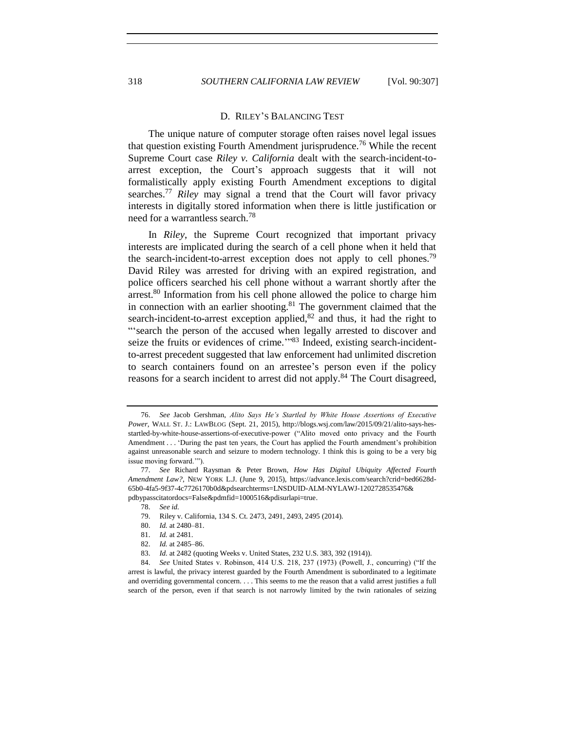### D. RILEY'S BALANCING TEST

The unique nature of computer storage often raises novel legal issues that question existing Fourth Amendment jurisprudence.[76] While the recent Supreme Court case *Riley v. California* dealt with the search-incident-to-arrest exception, the Court's approach suggests that it will not formalistically apply existing Fourth Amendment exceptions to digital searches.[77] *Riley* may signal a trend that the Court will favor privacy interests in digitally stored information when there is little justification or need for a warrantless search.[78]

In *Riley*, the Supreme Court recognized that important privacy interests are implicated during the search of a cell phone when it held that the search-incident-to-arrest exception does not apply to cell phones.[79] David Riley was arrested for driving with an expired registration, and police officers searched his cell phone without a warrant shortly after the arrest.[80] Information from his cell phone allowed the police to charge him in connection with an earlier shooting.[81] The government claimed that the search-incident-to-arrest exception applied,[82] and thus, it had the right to "'search the person of the accused when legally arrested to discover and seize the fruits or evidences of crime.'"[83] Indeed, existing search-incident-to-arrest precedent suggested that law enforcement had unlimited discretion to search containers found on an arrestee's person even if the policy reasons for a search incident to arrest did not apply.[84] The Court disagreed,

---

76. *See* Jacob Gershman, *Alito Says He's Startled by White House Assertions of Executive Power*, WALL ST. J.: LAWBLOG (Sept. 21, 2015), http://blogs.wsj.com/law/2015/09/21/alito-says-hes-startled-by-white-house-assertions-of-executive-power ("Alito moved onto privacy and the Fourth Amendment . . . 'During the past ten years, the Court has applied the Fourth amendment's prohibition against unreasonable search and seizure to modern technology. I think this is going to be a very big issue moving forward.'").

77. *See* Richard Raysman & Peter Brown, *How Has Digital Ubiquity Affected Fourth Amendment Law?*, NEW YORK L.J. (June 9, 2015), https://advance.lexis.com/search?crid=bed6628d-65b0-4fa5-9f37-4c7726170b0d&pdsearchterms=LNSDUID-ALM-NYLAWJ-1202728535476&pdbypasscitatordocs=False&pdmfid=1000516&pdisurlapi=true.

78. *See id.*

79. Riley v. California, 134 S. Ct. 2473, 2491, 2493, 2495 (2014).

80. *Id.* at 2480–81.

81. *Id.* at 2481.

82. *Id.* at 2485–86.

83. *Id.* at 2482 (quoting Weeks v. United States, 232 U.S. 383, 392 (1914)).

84. *See* United States v. Robinson, 414 U.S. 218, 237 (1973) (Powell, J., concurring) ("If the arrest is lawful, the privacy interest guarded by the Fourth Amendment is subordinated to a legitimate and overriding governmental concern. . . . This seems to me the reason that a valid arrest justifies a full search of the person, even if that search is not narrowly limited by the twin rationales of seizing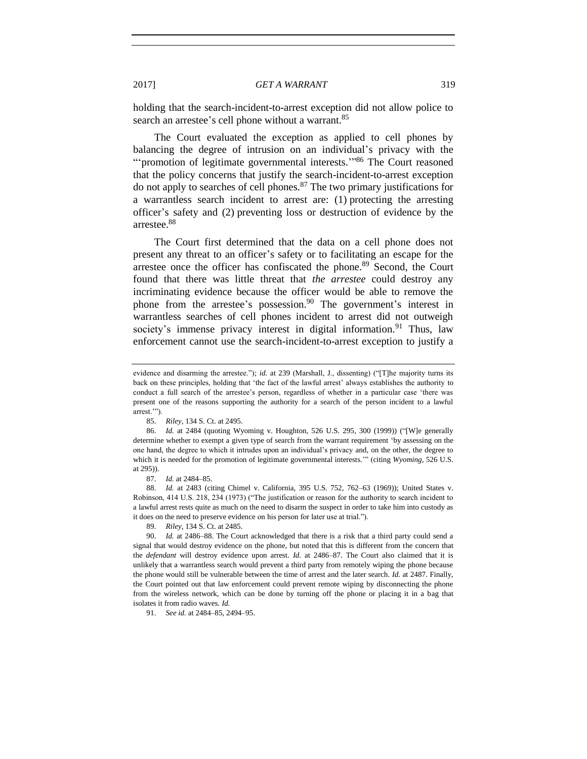holding that the search-incident-to-arrest exception did not allow police to search an arrestee's cell phone without a warrant.[85]

The Court evaluated the exception as applied to cells phones by balancing the degree of intrusion on an individual's privacy with the "'promotion of legitimate governmental interests.'"[86] The Court reasoned that the policy concerns that justify the search-incident-to-arrest exception do not apply to searches of cell phones.[87] The two primary justifications for a warrantless search incident to arrest are: (1) protecting the arresting officer's safety and (2) preventing loss or destruction of evidence by the arrestee.[88]

The Court first determined that the data on a cell phone does not present any threat to an officer's safety or to facilitating an escape for the arrestee once the officer has confiscated the phone.[89] Second, the Court found that there was little threat that *the arrestee* could destroy any incriminating evidence because the officer would be able to remove the phone from the arrestee's possession.[90] The government's interest in warrantless searches of cell phones incident to arrest did not outweigh society's immense privacy interest in digital information.[91] Thus, law enforcement cannot use the search-incident-to-arrest exception to justify a

---

evidence and disarming the arrestee."); *id.* at 239 (Marshall, J., dissenting) ("[T]he majority turns its back on these principles, holding that 'the fact of the lawful arrest' always establishes the authority to conduct a full search of the arrestee's person, regardless of whether in a particular case 'there was present one of the reasons supporting the authority for a search of the person incident to a lawful arrest.'").

85. *Riley*, 134 S. Ct. at 2495.

86. *Id.* at 2484 (quoting Wyoming v. Houghton, 526 U.S. 295, 300 (1999)) ("[W]e generally determine whether to exempt a given type of search from the warrant requirement 'by assessing on the one hand, the degree to which it intrudes upon an individual's privacy and, on the other, the degree to which it is needed for the promotion of legitimate governmental interests.'" (citing *Wyoming*, 526 U.S. at 295)).

87. *Id.* at 2484–85.

88. *Id.* at 2483 (citing Chimel v. California, 395 U.S. 752, 762–63 (1969)); United States v. Robinson, 414 U.S. 218, 234 (1973) ("The justification or reason for the authority to search incident to a lawful arrest rests quite as much on the need to disarm the suspect in order to take him into custody as it does on the need to preserve evidence on his person for later use at trial.").

89. *Riley*, 134 S. Ct. at 2485.

90. *Id.* at 2486–88. The Court acknowledged that there is a risk that a third party could send a signal that would destroy evidence on the phone, but noted that this is different from the concern that the *defendant* will destroy evidence upon arrest. *Id.* at 2486–87. The Court also claimed that it is unlikely that a warrantless search would prevent a third party from remotely wiping the phone because the phone would still be vulnerable between the time of arrest and the later search. *Id.* at 2487. Finally, the Court pointed out that law enforcement could prevent remote wiping by disconnecting the phone from the wireless network, which can be done by turning off the phone or placing it in a bag that isolates it from radio waves. *Id.*

91. *See id.* at 2484–85, 2494–95.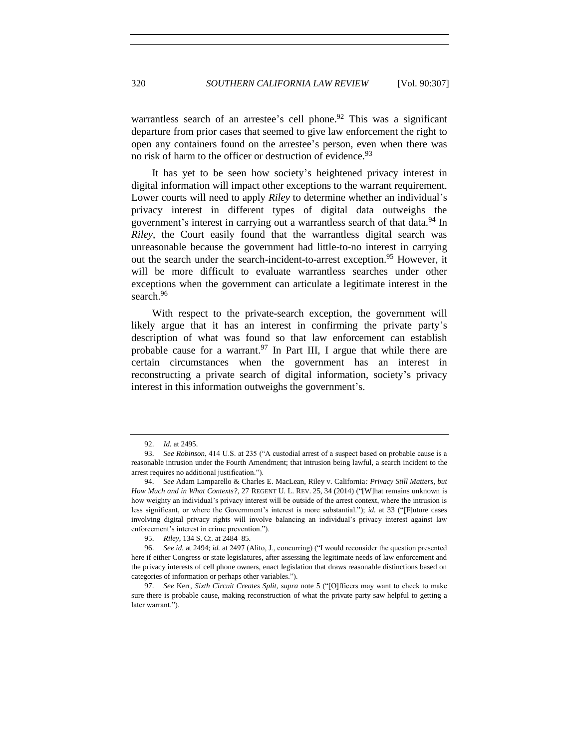warrantless search of an arrestee's cell phone.[92] This was a significant departure from prior cases that seemed to give law enforcement the right to open any containers found on the arrestee's person, even when there was no risk of harm to the officer or destruction of evidence.[93]

It has yet to be seen how society's heightened privacy interest in digital information will impact other exceptions to the warrant requirement. Lower courts will need to apply *Riley* to determine whether an individual's privacy interest in different types of digital data outweighs the government's interest in carrying out a warrantless search of that data.[94] In *Riley*, the Court easily found that the warrantless digital search was unreasonable because the government had little-to-no interest in carrying out the search under the search-incident-to-arrest exception.[95] However, it will be more difficult to evaluate warrantless searches under other exceptions when the government can articulate a legitimate interest in the search.[96]

With respect to the private-search exception, the government will likely argue that it has an interest in confirming the private party's description of what was found so that law enforcement can establish probable cause for a warrant.[97] In Part III, I argue that while there are certain circumstances when the government has an interest in reconstructing a private search of digital information, society's privacy interest in this information outweighs the government's.

---

92. *Id.* at 2495.

93. *See Robinson*, 414 U.S. at 235 ("A custodial arrest of a suspect based on probable cause is a reasonable intrusion under the Fourth Amendment; that intrusion being lawful, a search incident to the arrest requires no additional justification.").

94. *See* Adam Lamparello & Charles E. MacLean, Riley v. California*: Privacy Still Matters, but How Much and in What Contexts?*, 27 REGENT U. L. REV. 25, 34 (2014) ("[W]hat remains unknown is how weighty an individual's privacy interest will be outside of the arrest context, where the intrusion is less significant, or where the Government's interest is more substantial."); *id.* at 33 ("[F]uture cases involving digital privacy rights will involve balancing an individual's privacy interest against law enforcement's interest in crime prevention.").

95. *Riley*, 134 S. Ct. at 2484–85.

96. *See id.* at 2494; *id.* at 2497 (Alito, J., concurring) ("I would reconsider the question presented here if either Congress or state legislatures, after assessing the legitimate needs of law enforcement and the privacy interests of cell phone owners, enact legislation that draws reasonable distinctions based on categories of information or perhaps other variables.").

97. *See* Kerr, *Sixth Circuit Creates Split*, *supra* note 5 ("[O]fficers may want to check to make sure there is probable cause, making reconstruction of what the private party saw helpful to getting a later warrant.").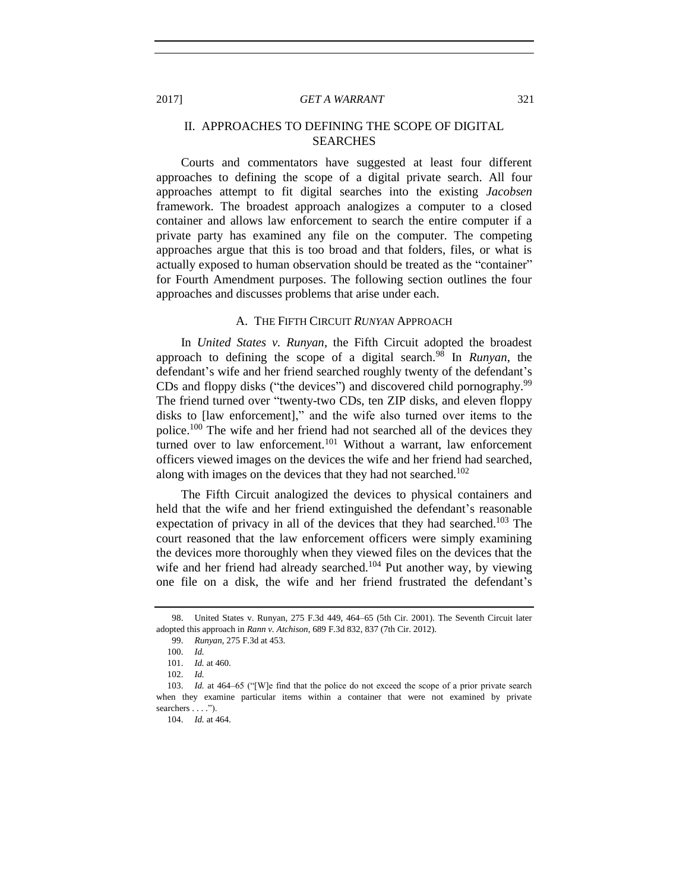## II. APPROACHES TO DEFINING THE SCOPE OF DIGITAL SEARCHES

Courts and commentators have suggested at least four different approaches to defining the scope of a digital private search. All four approaches attempt to fit digital searches into the existing *Jacobsen* framework. The broadest approach analogizes a computer to a closed container and allows law enforcement to search the entire computer if a private party has examined any file on the computer. The competing approaches argue that this is too broad and that folders, files, or what is actually exposed to human observation should be treated as the "container" for Fourth Amendment purposes. The following section outlines the four approaches and discusses problems that arise under each.

### A. THE FIFTH CIRCUIT *RUNYAN* APPROACH

In *United States v. Runyan*, the Fifth Circuit adopted the broadest approach to defining the scope of a digital search.[98] In *Runyan*, the defendant's wife and her friend searched roughly twenty of the defendant's CDs and floppy disks ("the devices") and discovered child pornography.[99] The friend turned over "twenty-two CDs, ten ZIP disks, and eleven floppy disks to [law enforcement]," and the wife also turned over items to the police.[100] The wife and her friend had not searched all of the devices they turned over to law enforcement.[101] Without a warrant, law enforcement officers viewed images on the devices the wife and her friend had searched, along with images on the devices that they had not searched.[102]

The Fifth Circuit analogized the devices to physical containers and held that the wife and her friend extinguished the defendant's reasonable expectation of privacy in all of the devices that they had searched.[103] The court reasoned that the law enforcement officers were simply examining the devices more thoroughly when they viewed files on the devices that the wife and her friend had already searched.[104] Put another way, by viewing one file on a disk, the wife and her friend frustrated the defendant's

---

98. United States v. Runyan, 275 F.3d 449, 464–65 (5th Cir. 2001). The Seventh Circuit later adopted this approach in *Rann v. Atchison*, 689 F.3d 832, 837 (7th Cir. 2012).

99. *Runyan*, 275 F.3d at 453.

100. *Id.*

101. *Id.* at 460.

102. *Id.*

103. *Id.* at 464–65 ("[W]e find that the police do not exceed the scope of a prior private search when they examine particular items within a container that were not examined by private searchers . . . .").

104. *Id.* at 464.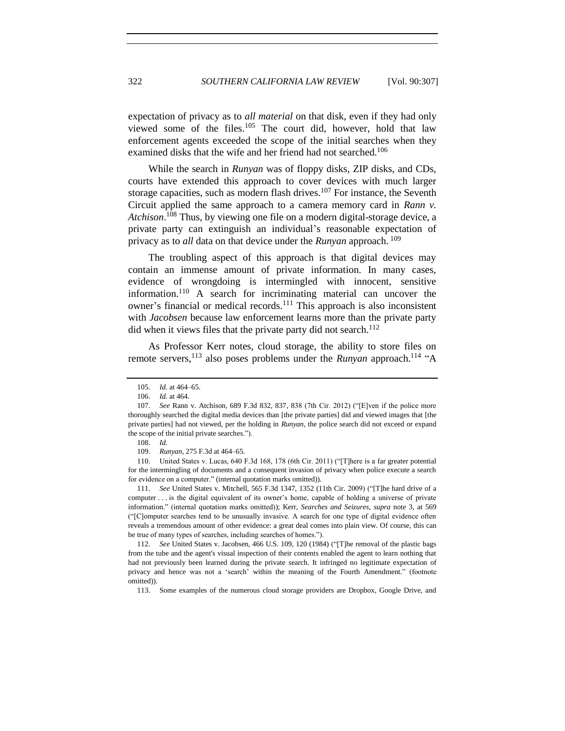expectation of privacy as to *all material* on that disk, even if they had only viewed some of the files.[105] The court did, however, hold that law enforcement agents exceeded the scope of the initial searches when they examined disks that the wife and her friend had not searched.[106]

While the search in *Runyan* was of floppy disks, ZIP disks, and CDs, courts have extended this approach to cover devices with much larger storage capacities, such as modern flash drives.[107] For instance, the Seventh Circuit applied the same approach to a camera memory card in *Rann v. Atchison*.[108] Thus, by viewing one file on a modern digital-storage device, a private party can extinguish an individual's reasonable expectation of privacy as to *all* data on that device under the *Runyan* approach.[109]

The troubling aspect of this approach is that digital devices may contain an immense amount of private information. In many cases, evidence of wrongdoing is intermingled with innocent, sensitive information.[110] A search for incriminating material can uncover the owner's financial or medical records.[111] This approach is also inconsistent with *Jacobsen* because law enforcement learns more than the private party did when it views files that the private party did not search.[112]

As Professor Kerr notes, cloud storage, the ability to store files on remote servers,[113] also poses problems under the *Runyan* approach.[114] "A

---

105. *Id.* at 464–65.

106. *Id.* at 464.

107. *See* Rann v. Atchison, 689 F.3d 832, 837, 838 (7th Cir. 2012) ("[E]ven if the police more thoroughly searched the digital media devices than [the private parties] did and viewed images that [the private parties] had not viewed, per the holding in *Runyan*, the police search did not exceed or expand the scope of the initial private searches.").

108. *Id.*

109. *Runyan*, 275 F.3d at 464–65.

110. United States v. Lucas, 640 F.3d 168, 178 (6th Cir. 2011) ("[T]here is a far greater potential for the intermingling of documents and a consequent invasion of privacy when police execute a search for evidence on a computer." (internal quotation marks omitted)).

111. *See* United States v. Mitchell, 565 F.3d 1347, 1352 (11th Cir. 2009) ("[T]he hard drive of a computer . . . is the digital equivalent of its owner's home, capable of holding a universe of private information." (internal quotation marks omitted)); Kerr, *Searches and Seizures*, *supra* note 3, at 569 ("[C]omputer searches tend to be unusually invasive. A search for one type of digital evidence often reveals a tremendous amount of other evidence: a great deal comes into plain view. Of course, this can be true of many types of searches, including searches of homes.").

112. *See* United States v. Jacobsen, 466 U.S. 109, 120 (1984) ("[T]he removal of the plastic bags from the tube and the agent's visual inspection of their contents enabled the agent to learn nothing that had not previously been learned during the private search. It infringed no legitimate expectation of privacy and hence was not a 'search' within the meaning of the Fourth Amendment." (footnote omitted)).

113. Some examples of the numerous cloud storage providers are Dropbox, Google Drive, and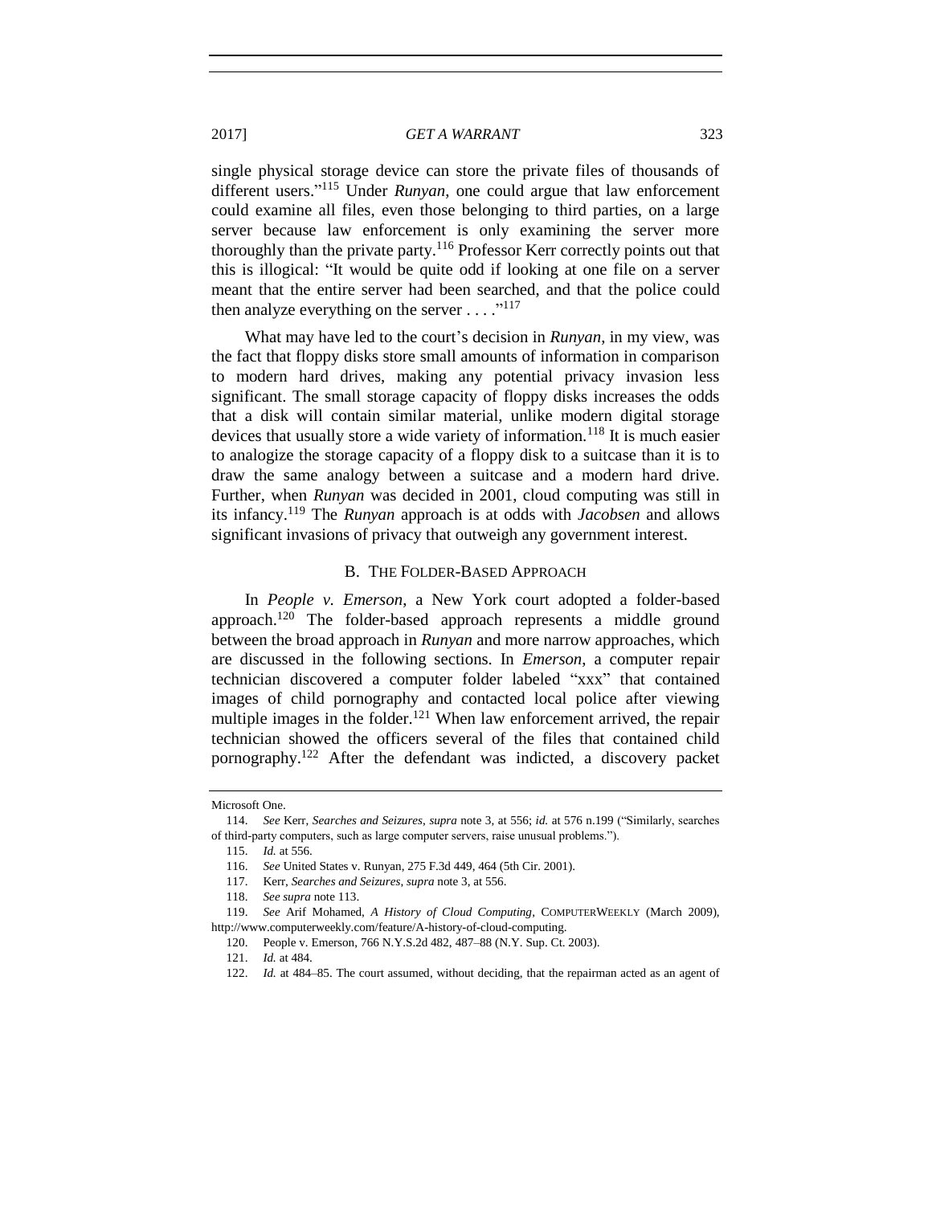single physical storage device can store the private files of thousands of different users."[115] Under *Runyan*, one could argue that law enforcement could examine all files, even those belonging to third parties, on a large server because law enforcement is only examining the server more thoroughly than the private party.[116] Professor Kerr correctly points out that this is illogical: "It would be quite odd if looking at one file on a server meant that the entire server had been searched, and that the police could then analyze everything on the server . . . ."[117]

What may have led to the court's decision in *Runyan*, in my view, was the fact that floppy disks store small amounts of information in comparison to modern hard drives, making any potential privacy invasion less significant. The small storage capacity of floppy disks increases the odds that a disk will contain similar material, unlike modern digital storage devices that usually store a wide variety of information.[118] It is much easier to analogize the storage capacity of a floppy disk to a suitcase than it is to draw the same analogy between a suitcase and a modern hard drive. Further, when *Runyan* was decided in 2001, cloud computing was still in its infancy.[119] The *Runyan* approach is at odds with *Jacobsen* and allows significant invasions of privacy that outweigh any government interest.

### B. The Folder-Based Approach

In *People v. Emerson*, a New York court adopted a folder-based approach.[120] The folder-based approach represents a middle ground between the broad approach in *Runyan* and more narrow approaches, which are discussed in the following sections. In *Emerson*, a computer repair technician discovered a computer folder labeled "xxx" that contained images of child pornography and contacted local police after viewing multiple images in the folder.[121] When law enforcement arrived, the repair technician showed the officers several of the files that contained child pornography.[122] After the defendant was indicted, a discovery packet

---

Microsoft One.

114. *See* Kerr, *Searches and Seizures*, *supra* note 3, at 556; *id.* at 576 n.199 ("Similarly, searches of third-party computers, such as large computer servers, raise unusual problems.").

115. *Id.* at 556.

116. *See* United States v. Runyan, 275 F.3d 449, 464 (5th Cir. 2001).

117. Kerr, *Searches and Seizures*, *supra* note 3, at 556.

118. *See supra* note 113.

119. *See* Arif Mohamed, *A History of Cloud Computing*, COMPUTERWEEKLY (March 2009), http://www.computerweekly.com/feature/A-history-of-cloud-computing.

120. People v. Emerson, 766 N.Y.S.2d 482, 487–88 (N.Y. Sup. Ct. 2003).

121. *Id.* at 484.

122. *Id.* at 484–85. The court assumed, without deciding, that the repairman acted as an agent of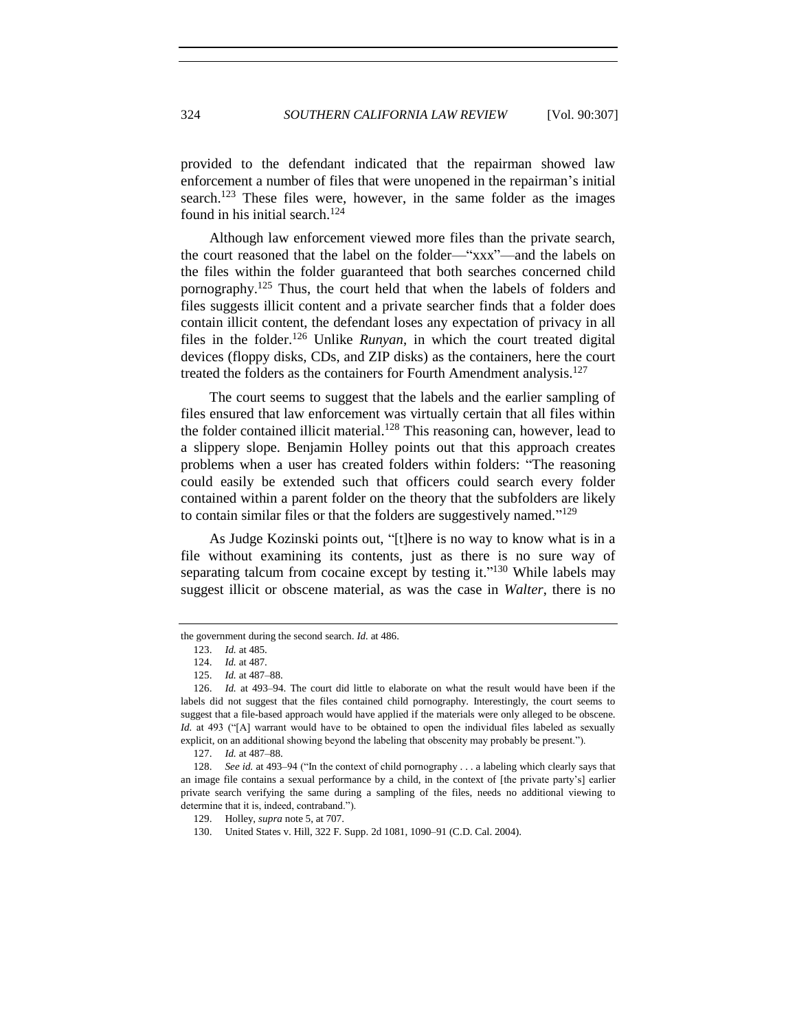provided to the defendant indicated that the repairman showed law enforcement a number of files that were unopened in the repairman's initial search.[123] These files were, however, in the same folder as the images found in his initial search.[124]

Although law enforcement viewed more files than the private search, the court reasoned that the label on the folder—"xxx"—and the labels on the files within the folder guaranteed that both searches concerned child pornography.[125] Thus, the court held that when the labels of folders and files suggests illicit content and a private searcher finds that a folder does contain illicit content, the defendant loses any expectation of privacy in all files in the folder.[126] Unlike *Runyan*, in which the court treated digital devices (floppy disks, CDs, and ZIP disks) as the containers, here the court treated the folders as the containers for Fourth Amendment analysis.[127]

The court seems to suggest that the labels and the earlier sampling of files ensured that law enforcement was virtually certain that all files within the folder contained illicit material.[128] This reasoning can, however, lead to a slippery slope. Benjamin Holley points out that this approach creates problems when a user has created folders within folders: "The reasoning could easily be extended such that officers could search every folder contained within a parent folder on the theory that the subfolders are likely to contain similar files or that the folders are suggestively named."[129]

As Judge Kozinski points out, "[t]here is no way to know what is in a file without examining its contents, just as there is no sure way of separating talcum from cocaine except by testing it."[130] While labels may suggest illicit or obscene material, as was the case in *Walter*, there is no

---

the government during the second search. *Id.* at 486.

123. *Id.* at 485.

124. *Id.* at 487.

125. *Id.* at 487–88.

126. *Id.* at 493–94. The court did little to elaborate on what the result would have been if the labels did not suggest that the files contained child pornography. Interestingly, the court seems to suggest that a file-based approach would have applied if the materials were only alleged to be obscene. *Id.* at 493 ("[A] warrant would have to be obtained to open the individual files labeled as sexually explicit, on an additional showing beyond the labeling that obscenity may probably be present.").

127. *Id.* at 487–88.

128. *See id.* at 493–94 ("In the context of child pornography . . . a labeling which clearly says that an image file contains a sexual performance by a child, in the context of [the private party's] earlier private search verifying the same during a sampling of the files, needs no additional viewing to determine that it is, indeed, contraband.").

129. Holley, *supra* note 5, at 707.

130. United States v. Hill, 322 F. Supp. 2d 1081, 1090–91 (C.D. Cal. 2004).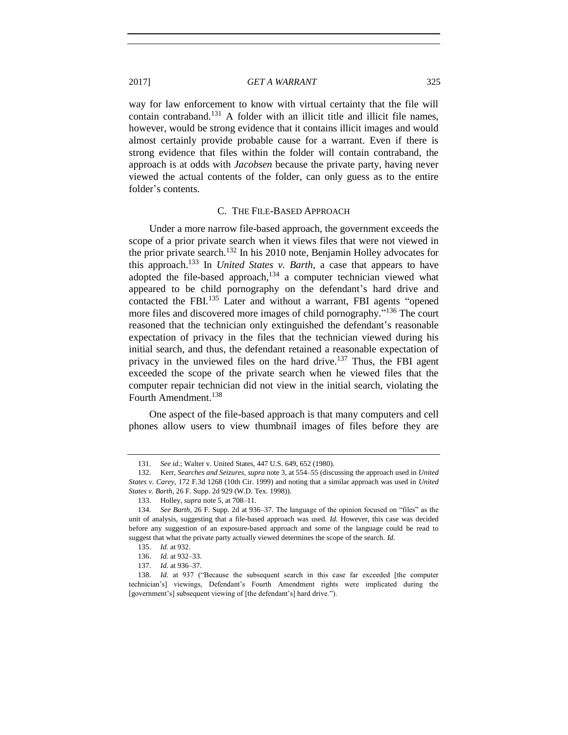way for law enforcement to know with virtual certainty that the file will contain contraband.[131] A folder with an illicit title and illicit file names, however, would be strong evidence that it contains illicit images and would almost certainly provide probable cause for a warrant. Even if there is strong evidence that files within the folder will contain contraband, the approach is at odds with *Jacobsen* because the private party, having never viewed the actual contents of the folder, can only guess as to the entire folder's contents.

### C. The File-Based Approach

Under a more narrow file-based approach, the government exceeds the scope of a prior private search when it views files that were not viewed in the prior private search.[132] In his 2010 note, Benjamin Holley advocates for this approach.[133] In *United States v. Barth*, a case that appears to have adopted the file-based approach,[134] a computer technician viewed what appeared to be child pornography on the defendant's hard drive and contacted the FBI.[135] Later and without a warrant, FBI agents "opened more files and discovered more images of child pornography."[136] The court reasoned that the technician only extinguished the defendant's reasonable expectation of privacy in the files that the technician viewed during his initial search, and thus, the defendant retained a reasonable expectation of privacy in the unviewed files on the hard drive.[137] Thus, the FBI agent exceeded the scope of the private search when he viewed files that the computer repair technician did not view in the initial search, violating the Fourth Amendment.[138]

One aspect of the file-based approach is that many computers and cell phones allow users to view thumbnail images of files before they are

---

131. *See id.*; Walter v. United States, 447 U.S. 649, 652 (1980).

132. Kerr, *Searches and Seizures*, *supra* note 3, at 554–55 (discussing the approach used in *United States v. Carey*, 172 F.3d 1268 (10th Cir. 1999) and noting that a similar approach was used in *United States v. Barth*, 26 F. Supp. 2d 929 (W.D. Tex. 1998)).

133. Holley, *supra* note 5, at 708–11.

134. *See Barth*, 26 F. Supp. 2d at 936–37. The language of the opinion focused on "files" as the unit of analysis, suggesting that a file-based approach was used. *Id.* However, this case was decided before any suggestion of an exposure-based approach and some of the language could be read to suggest that what the private party actually viewed determines the scope of the search. *Id.*

135. *Id.* at 932.

136. *Id.* at 932–33.

137. *Id.* at 936–37.

138. *Id.* at 937 ("Because the subsequent search in this case far exceeded [the computer technician's] viewings, Defendant's Fourth Amendment rights were implicated during the [government's] subsequent viewing of [the defendant's] hard drive.").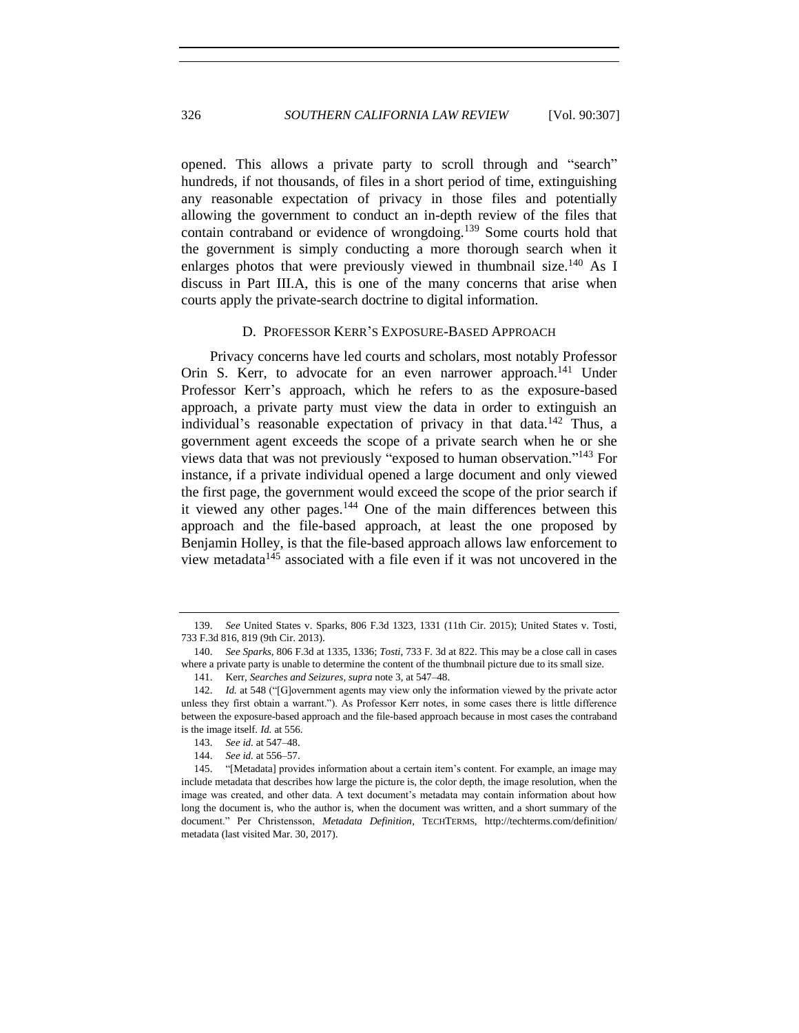opened. This allows a private party to scroll through and "search" hundreds, if not thousands, of files in a short period of time, extinguishing any reasonable expectation of privacy in those files and potentially allowing the government to conduct an in-depth review of the files that contain contraband or evidence of wrongdoing.[139] Some courts hold that the government is simply conducting a more thorough search when it enlarges photos that were previously viewed in thumbnail size.[140] As I discuss in Part III.A, this is one of the many concerns that arise when courts apply the private-search doctrine to digital information.

### D. Professor Kerr's Exposure-Based Approach

Privacy concerns have led courts and scholars, most notably Professor Orin S. Kerr, to advocate for an even narrower approach.[141] Under Professor Kerr's approach, which he refers to as the exposure-based approach, a private party must view the data in order to extinguish an individual's reasonable expectation of privacy in that data.[142] Thus, a government agent exceeds the scope of a private search when he or she views data that was not previously "exposed to human observation."[143] For instance, if a private individual opened a large document and only viewed the first page, the government would exceed the scope of the prior search if it viewed any other pages.[144] One of the main differences between this approach and the file-based approach, at least the one proposed by Benjamin Holley, is that the file-based approach allows law enforcement to view metadata[145] associated with a file even if it was not uncovered in the

---

139. *See* United States v. Sparks, 806 F.3d 1323, 1331 (11th Cir. 2015); United States v. Tosti, 733 F.3d 816, 819 (9th Cir. 2013).

140. *See Sparks*, 806 F.3d at 1335, 1336; *Tosti*, 733 F. 3d at 822. This may be a close call in cases where a private party is unable to determine the content of the thumbnail picture due to its small size.

141. Kerr, *Searches and Seizures*, *supra* note 3, at 547–48.

142. *Id.* at 548 ("[G]overnment agents may view only the information viewed by the private actor unless they first obtain a warrant."). As Professor Kerr notes, in some cases there is little difference between the exposure-based approach and the file-based approach because in most cases the contraband is the image itself. *Id.* at 556.

143. *See id.* at 547–48.

144. *See id.* at 556–57.

145. "[Metadata] provides information about a certain item's content. For example, an image may include metadata that describes how large the picture is, the color depth, the image resolution, when the image was created, and other data. A text document's metadata may contain information about how long the document is, who the author is, when the document was written, and a short summary of the document." Per Christensson, *Metadata Definition*, TECHTERMS, http://techterms.com/definition/metadata (last visited Mar. 30, 2017).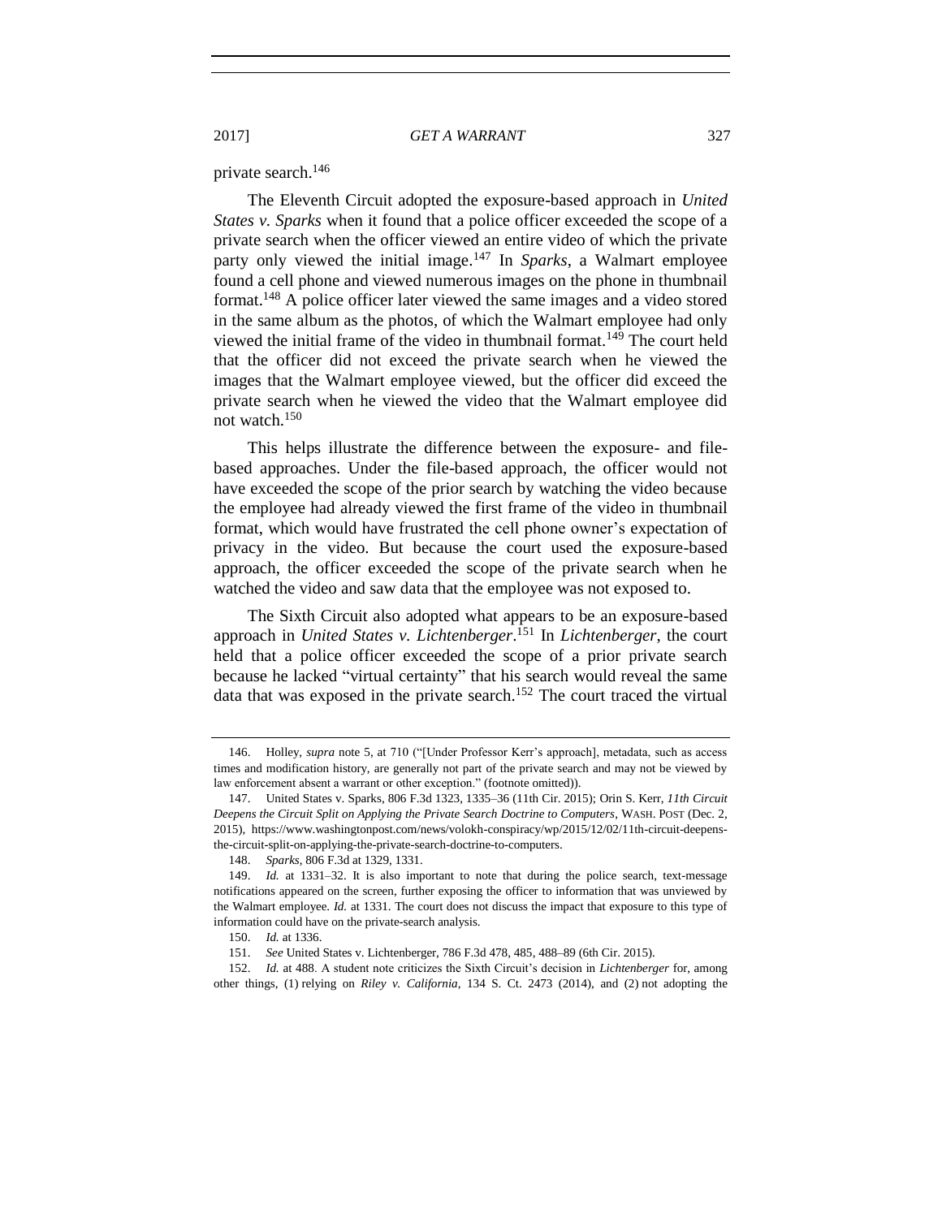private search.[146]

The Eleventh Circuit adopted the exposure-based approach in *United States v. Sparks* when it found that a police officer exceeded the scope of a private search when the officer viewed an entire video of which the private party only viewed the initial image.[147] In *Sparks*, a Walmart employee found a cell phone and viewed numerous images on the phone in thumbnail format.[148] A police officer later viewed the same images and a video stored in the same album as the photos, of which the Walmart employee had only viewed the initial frame of the video in thumbnail format.[149] The court held that the officer did not exceed the private search when he viewed the images that the Walmart employee viewed, but the officer did exceed the private search when he viewed the video that the Walmart employee did not watch.[150]

This helps illustrate the difference between the exposure- and file-based approaches. Under the file-based approach, the officer would not have exceeded the scope of the prior search by watching the video because the employee had already viewed the first frame of the video in thumbnail format, which would have frustrated the cell phone owner's expectation of privacy in the video. But because the court used the exposure-based approach, the officer exceeded the scope of the private search when he watched the video and saw data that the employee was not exposed to.

The Sixth Circuit also adopted what appears to be an exposure-based approach in *United States v. Lichtenberger*.[151] In *Lichtenberger*, the court held that a police officer exceeded the scope of a prior private search because he lacked "virtual certainty" that his search would reveal the same data that was exposed in the private search.[152] The court traced the virtual

---

146. Holley, *supra* note 5, at 710 ("[Under Professor Kerr's approach], metadata, such as access times and modification history, are generally not part of the private search and may not be viewed by law enforcement absent a warrant or other exception." (footnote omitted)).

147. United States v. Sparks, 806 F.3d 1323, 1335–36 (11th Cir. 2015); Orin S. Kerr, *11th Circuit Deepens the Circuit Split on Applying the Private Search Doctrine to Computers*, WASH. POST (Dec. 2, 2015), https://www.washingtonpost.com/news/volokh-conspiracy/wp/2015/12/02/11th-circuit-deepens-the-circuit-split-on-applying-the-private-search-doctrine-to-computers.

148. *Sparks*, 806 F.3d at 1329, 1331.

149. *Id.* at 1331–32. It is also important to note that during the police search, text-message notifications appeared on the screen, further exposing the officer to information that was unviewed by the Walmart employee. *Id.* at 1331. The court does not discuss the impact that exposure to this type of information could have on the private-search analysis.

150. *Id.* at 1336.

151. *See* United States v. Lichtenberger, 786 F.3d 478, 485, 488–89 (6th Cir. 2015).

152. *Id.* at 488. A student note criticizes the Sixth Circuit's decision in *Lichtenberger* for, among other things, (1) relying on *Riley v. California*, 134 S. Ct. 2473 (2014), and (2) not adopting the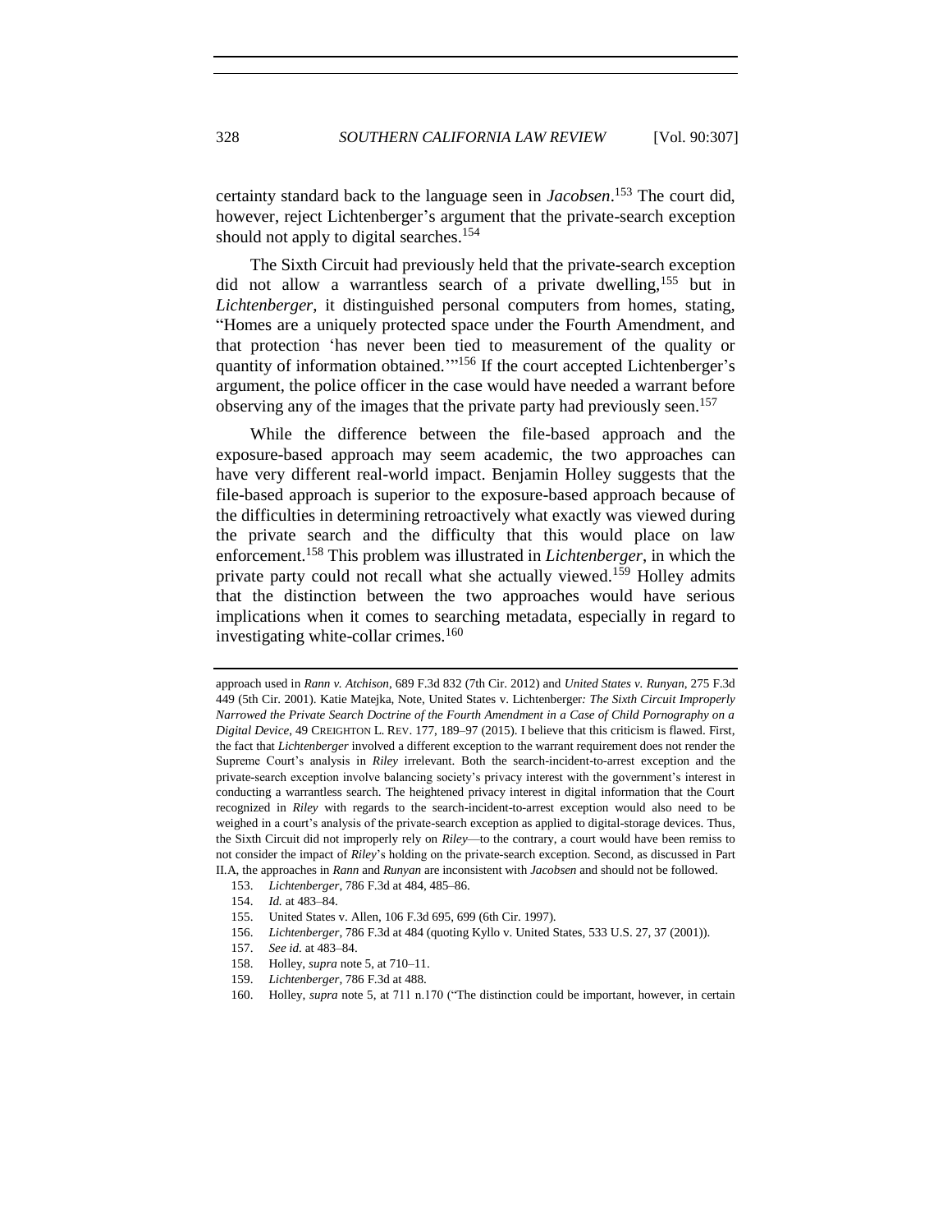certainty standard back to the language seen in *Jacobsen*.[153] The court did, however, reject Lichtenberger's argument that the private-search exception should not apply to digital searches.[154]

The Sixth Circuit had previously held that the private-search exception did not allow a warrantless search of a private dwelling,[155] but in *Lichtenberger*, it distinguished personal computers from homes, stating, "Homes are a uniquely protected space under the Fourth Amendment, and that protection 'has never been tied to measurement of the quality or quantity of information obtained.'"[156] If the court accepted Lichtenberger's argument, the police officer in the case would have needed a warrant before observing any of the images that the private party had previously seen.[157]

While the difference between the file-based approach and the exposure-based approach may seem academic, the two approaches can have very different real-world impact. Benjamin Holley suggests that the file-based approach is superior to the exposure-based approach because of the difficulties in determining retroactively what exactly was viewed during the private search and the difficulty that this would place on law enforcement.[158] This problem was illustrated in *Lichtenberger*, in which the private party could not recall what she actually viewed.[159] Holley admits that the distinction between the two approaches would have serious implications when it comes to searching metadata, especially in regard to investigating white-collar crimes.[160]

---

approach used in *Rann v. Atchison*, 689 F.3d 832 (7th Cir. 2012) and *United States v. Runyan*, 275 F.3d 449 (5th Cir. 2001). Katie Matejka, Note, United States v. Lichtenberger*: The Sixth Circuit Improperly Narrowed the Private Search Doctrine of the Fourth Amendment in a Case of Child Pornography on a Digital Device*, 49 CREIGHTON L. REV. 177, 189–97 (2015). I believe that this criticism is flawed. First, the fact that *Lichtenberger* involved a different exception to the warrant requirement does not render the Supreme Court's analysis in *Riley* irrelevant. Both the search-incident-to-arrest exception and the private-search exception involve balancing society's privacy interest with the government's interest in conducting a warrantless search. The heightened privacy interest in digital information that the Court recognized in *Riley* with regards to the search-incident-to-arrest exception would also need to be weighed in a court's analysis of the private-search exception as applied to digital-storage devices. Thus, the Sixth Circuit did not improperly rely on *Riley*—to the contrary, a court would have been remiss to not consider the impact of *Riley*'s holding on the private-search exception. Second, as discussed in Part II.A, the approaches in *Rann* and *Runyan* are inconsistent with *Jacobsen* and should not be followed.

153. *Lichtenberger*, 786 F.3d at 484, 485–86.

154. *Id.* at 483–84.

155. United States v. Allen, 106 F.3d 695, 699 (6th Cir. 1997).

156. *Lichtenberger*, 786 F.3d at 484 (quoting Kyllo v. United States, 533 U.S. 27, 37 (2001)).

157. *See id.* at 483–84.

158. Holley, *supra* note 5, at 710–11.

159. *Lichtenberger*, 786 F.3d at 488.

160. Holley, *supra* note 5, at 711 n.170 ("The distinction could be important, however, in certain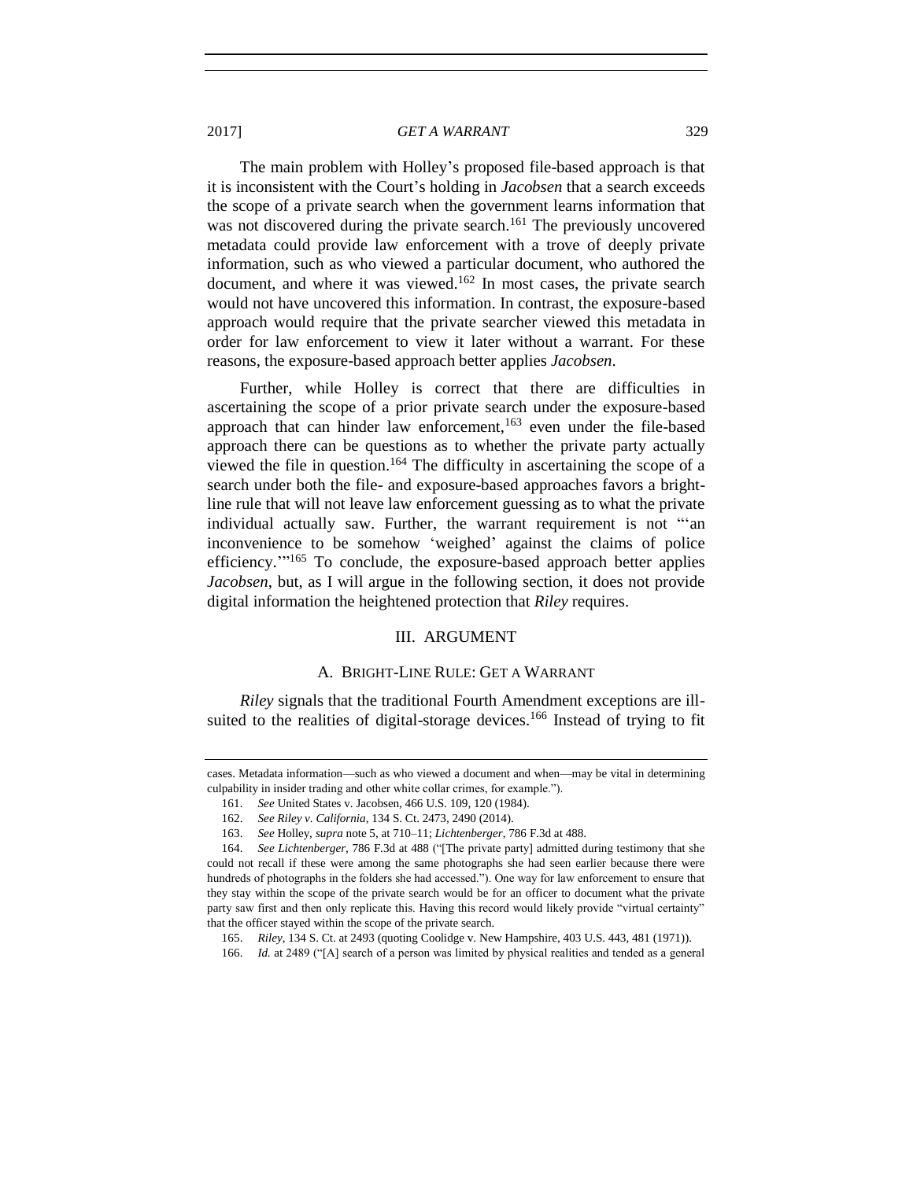The main problem with Holley's proposed file-based approach is that it is inconsistent with the Court's holding in *Jacobsen* that a search exceeds the scope of a private search when the government learns information that was not discovered during the private search.[161] The previously uncovered metadata could provide law enforcement with a trove of deeply private information, such as who viewed a particular document, who authored the document, and where it was viewed.[162] In most cases, the private search would not have uncovered this information. In contrast, the exposure-based approach would require that the private searcher viewed this metadata in order for law enforcement to view it later without a warrant. For these reasons, the exposure-based approach better applies *Jacobsen*.

Further, while Holley is correct that there are difficulties in ascertaining the scope of a prior private search under the exposure-based approach that can hinder law enforcement,[163] even under the file-based approach there can be questions as to whether the private party actually viewed the file in question.[164] The difficulty in ascertaining the scope of a search under both the file- and exposure-based approaches favors a bright-line rule that will not leave law enforcement guessing as to what the private individual actually saw. Further, the warrant requirement is not "'an inconvenience to be somehow 'weighed' against the claims of police efficiency.'"[165] To conclude, the exposure-based approach better applies *Jacobsen*, but, as I will argue in the following section, it does not provide digital information the heightened protection that *Riley* requires.

## III. ARGUMENT

### A. BRIGHT-LINE RULE: GET A WARRANT

*Riley* signals that the traditional Fourth Amendment exceptions are ill-suited to the realities of digital-storage devices.[166] Instead of trying to fit

---

cases. Metadata information—such as who viewed a document and when—may be vital in determining culpability in insider trading and other white collar crimes, for example.").

161. *See* United States v. Jacobsen, 466 U.S. 109, 120 (1984).

162. *See Riley v. California*, 134 S. Ct. 2473, 2490 (2014).

163. *See* Holley, *supra* note 5, at 710–11; *Lichtenberger*, 786 F.3d at 488.

164. *See Lichtenberger*, 786 F.3d at 488 ("[The private party] admitted during testimony that she could not recall if these were among the same photographs she had seen earlier because there were hundreds of photographs in the folders she had accessed."). One way for law enforcement to ensure that they stay within the scope of the private search would be for an officer to document what the private party saw first and then only replicate this. Having this record would likely provide "virtual certainty" that the officer stayed within the scope of the private search.

165. *Riley*, 134 S. Ct. at 2493 (quoting Coolidge v. New Hampshire, 403 U.S. 443, 481 (1971)).

166. *Id.* at 2489 ("[A] search of a person was limited by physical realities and tended as a general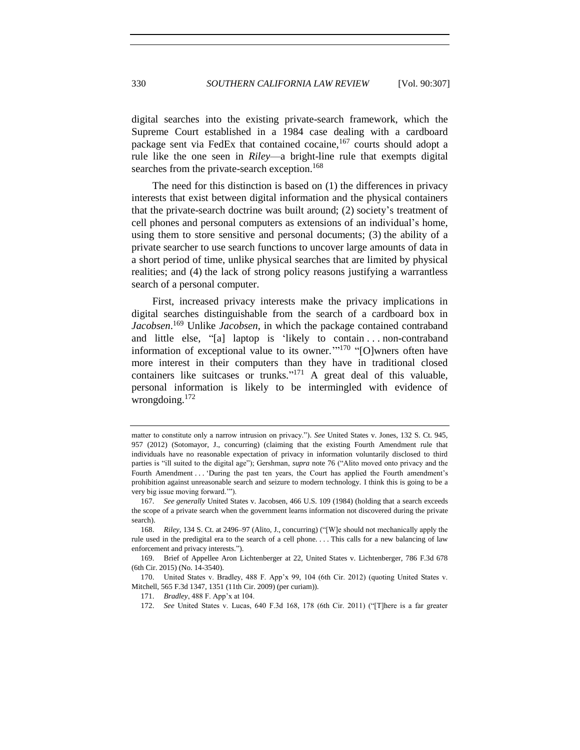digital searches into the existing private-search framework, which the Supreme Court established in a 1984 case dealing with a cardboard package sent via FedEx that contained cocaine,[167] courts should adopt a rule like the one seen in *Riley*—a bright-line rule that exempts digital searches from the private-search exception.[168]

The need for this distinction is based on (1) the differences in privacy interests that exist between digital information and the physical containers that the private-search doctrine was built around; (2) society's treatment of cell phones and personal computers as extensions of an individual's home, using them to store sensitive and personal documents; (3) the ability of a private searcher to use search functions to uncover large amounts of data in a short period of time, unlike physical searches that are limited by physical realities; and (4) the lack of strong policy reasons justifying a warrantless search of a personal computer.

First, increased privacy interests make the privacy implications in digital searches distinguishable from the search of a cardboard box in *Jacobsen*.[169] Unlike *Jacobsen*, in which the package contained contraband and little else, "[a] laptop is 'likely to contain . . . non-contraband information of exceptional value to its owner.'"[170] "[O]wners often have more interest in their computers than they have in traditional closed containers like suitcases or trunks."[171] A great deal of this valuable, personal information is likely to be intermingled with evidence of wrongdoing.[172]

---

matter to constitute only a narrow intrusion on privacy."). *See* United States v. Jones, 132 S. Ct. 945, 957 (2012) (Sotomayor, J., concurring) (claiming that the existing Fourth Amendment rule that individuals have no reasonable expectation of privacy in information voluntarily disclosed to third parties is "ill suited to the digital age"); Gershman, *supra* note 76 ("Alito moved onto privacy and the Fourth Amendment . . . 'During the past ten years, the Court has applied the Fourth amendment's prohibition against unreasonable search and seizure to modern technology. I think this is going to be a very big issue moving forward.'").

167. *See generally* United States v. Jacobsen, 466 U.S. 109 (1984) (holding that a search exceeds the scope of a private search when the government learns information not discovered during the private search).

168. *Riley*, 134 S. Ct. at 2496–97 (Alito, J., concurring) ("[W]e should not mechanically apply the rule used in the predigital era to the search of a cell phone. . . . This calls for a new balancing of law enforcement and privacy interests.").

169. Brief of Appellee Aron Lichtenberger at 22, United States v. Lichtenberger, 786 F.3d 678 (6th Cir. 2015) (No. 14-3540).

170. United States v. Bradley, 488 F. App'x 99, 104 (6th Cir. 2012) (quoting United States v. Mitchell, 565 F.3d 1347, 1351 (11th Cir. 2009) (per curiam)).

171. *Bradley*, 488 F. App'x at 104.

172. *See* United States v. Lucas, 640 F.3d 168, 178 (6th Cir. 2011) ("[T]here is a far greater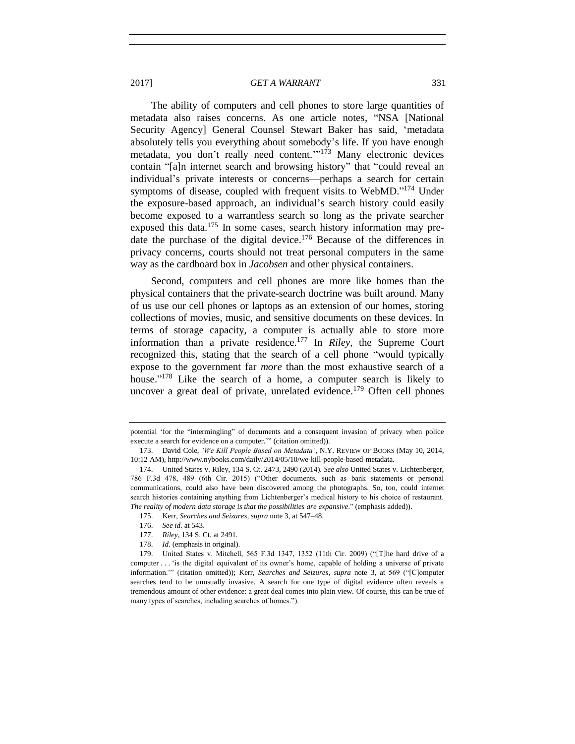The ability of computers and cell phones to store large quantities of metadata also raises concerns. As one article notes, "NSA [National Security Agency] General Counsel Stewart Baker has said, 'metadata absolutely tells you everything about somebody's life. If you have enough metadata, you don't really need content.'"[173] Many electronic devices contain "[a]n internet search and browsing history" that "could reveal an individual's private interests or concerns—perhaps a search for certain symptoms of disease, coupled with frequent visits to WebMD."[174] Under the exposure-based approach, an individual's search history could easily become exposed to a warrantless search so long as the private searcher exposed this data.[175] In some cases, search history information may pre-date the purchase of the digital device.[176] Because of the differences in privacy concerns, courts should not treat personal computers in the same way as the cardboard box in *Jacobsen* and other physical containers.

Second, computers and cell phones are more like homes than the physical containers that the private-search doctrine was built around. Many of us use our cell phones or laptops as an extension of our homes, storing collections of movies, music, and sensitive documents on these devices. In terms of storage capacity, a computer is actually able to store more information than a private residence.[177] In *Riley*, the Supreme Court recognized this, stating that the search of a cell phone "would typically expose to the government far *more* than the most exhaustive search of a house."[178] Like the search of a home, a computer search is likely to uncover a great deal of private, unrelated evidence.[179] Often cell phones

---

potential 'for the "intermingling" of documents and a consequent invasion of privacy when police execute a search for evidence on a computer.'" (citation omitted)).

173. David Cole, *'We Kill People Based on Metadata'*, N.Y. REVIEW OF BOOKS (May 10, 2014, 10:12 AM), http://www.nybooks.com/daily/2014/05/10/we-kill-people-based-metadata.

174. United States v. Riley, 134 S. Ct. 2473, 2490 (2014). *See also* United States v. Lichtenberger, 786 F.3d 478, 489 (6th Cir. 2015) ("Other documents, such as bank statements or personal communications, could also have been discovered among the photographs. So, too, could internet search histories containing anything from Lichtenberger's medical history to his choice of restaurant. *The reality of modern data storage is that the possibilities are expansive*." (emphasis added)).

175. Kerr, *Searches and Seizures*, *supra* note 3, at 547–48.

176. *See id.* at 543.

177. *Riley*, 134 S. Ct. at 2491.

178. *Id.* (emphasis in original).

179. United States v. Mitchell, 565 F.3d 1347, 1352 (11th Cir. 2009) ("[T]he hard drive of a computer . . . 'is the digital equivalent of its owner's home, capable of holding a universe of private information.'" (citation omitted)); Kerr, *Searches and Seizures*, *supra* note 3, at 569 ("[C]omputer searches tend to be unusually invasive. A search for one type of digital evidence often reveals a tremendous amount of other evidence: a great deal comes into plain view. Of course, this can be true of many types of searches, including searches of homes.").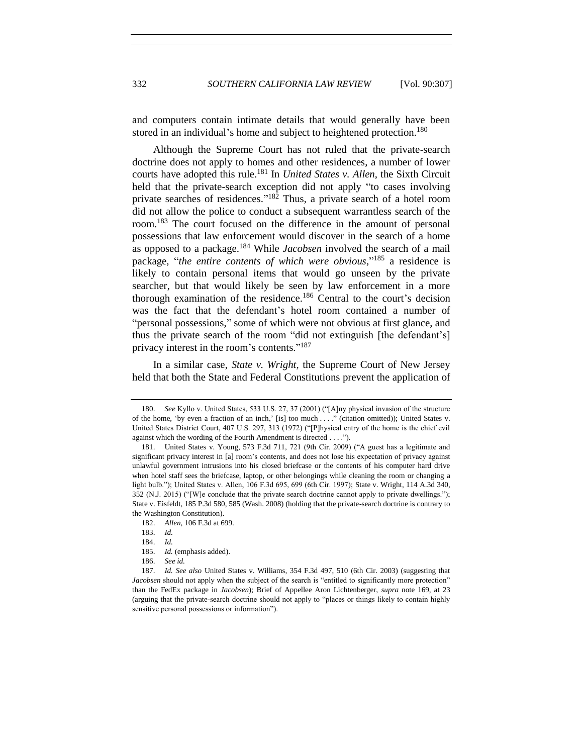and computers contain intimate details that would generally have been stored in an individual's home and subject to heightened protection.[180]

Although the Supreme Court has not ruled that the private-search doctrine does not apply to homes and other residences, a number of lower courts have adopted this rule.[181] In *United States v. Allen*, the Sixth Circuit held that the private-search exception did not apply "to cases involving private searches of residences."[182] Thus, a private search of a hotel room did not allow the police to conduct a subsequent warrantless search of the room.[183] The court focused on the difference in the amount of personal possessions that law enforcement would discover in the search of a home as opposed to a package.[184] While *Jacobsen* involved the search of a mail package, "*the entire contents of which were obvious*,"[185] a residence is likely to contain personal items that would go unseen by the private searcher, but that would likely be seen by law enforcement in a more thorough examination of the residence.[186] Central to the court's decision was the fact that the defendant's hotel room contained a number of "personal possessions," some of which were not obvious at first glance, and thus the private search of the room "did not extinguish [the defendant's] privacy interest in the room's contents."[187]

In a similar case, *State v. Wright*, the Supreme Court of New Jersey held that both the State and Federal Constitutions prevent the application of

---

180. *See* Kyllo v. United States, 533 U.S. 27, 37 (2001) ("[A]ny physical invasion of the structure of the home, 'by even a fraction of an inch,' [is] too much . . . ." (citation omitted)); United States v. United States District Court, 407 U.S. 297, 313 (1972) ("[P]hysical entry of the home is the chief evil against which the wording of the Fourth Amendment is directed . . . .").

181. United States v. Young, 573 F.3d 711, 721 (9th Cir. 2009) ("A guest has a legitimate and significant privacy interest in [a] room's contents, and does not lose his expectation of privacy against unlawful government intrusions into his closed briefcase or the contents of his computer hard drive when hotel staff sees the briefcase, laptop, or other belongings while cleaning the room or changing a light bulb."); United States v. Allen, 106 F.3d 695, 699 (6th Cir. 1997); State v. Wright, 114 A.3d 340, 352 (N.J. 2015) ("[W]e conclude that the private search doctrine cannot apply to private dwellings."); State v. Eisfeldt, 185 P.3d 580, 585 (Wash. 2008) (holding that the private-search doctrine is contrary to the Washington Constitution).

182. *Allen*, 106 F.3d at 699.

183. *Id.*

184. *Id.*

185. *Id.* (emphasis added).

186. *See id.*

187. *Id. See also* United States v. Williams, 354 F.3d 497, 510 (6th Cir. 2003) (suggesting that *Jacobsen* should not apply when the subject of the search is "entitled to significantly more protection" than the FedEx package in *Jacobsen*); Brief of Appellee Aron Lichtenberger, *supra* note 169, at 23 (arguing that the private-search doctrine should not apply to "places or things likely to contain highly sensitive personal possessions or information").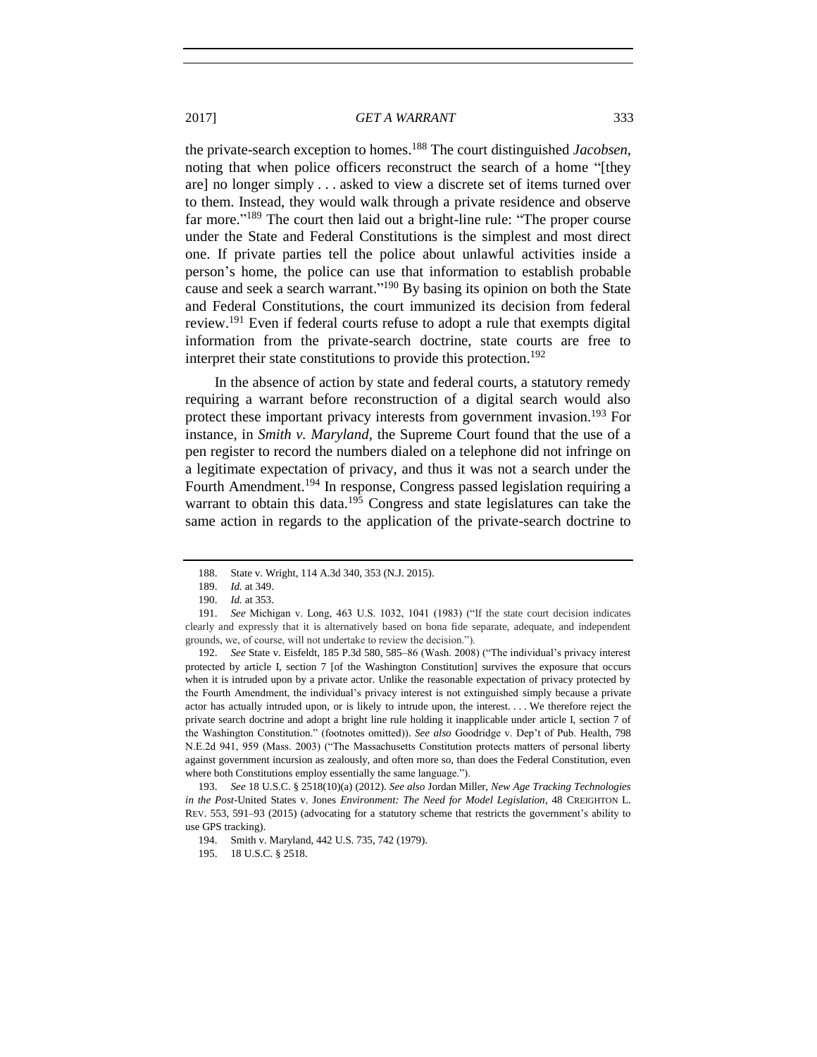the private-search exception to homes.[188] The court distinguished *Jacobsen*, noting that when police officers reconstruct the search of a home "[they are] no longer simply . . . asked to view a discrete set of items turned over to them. Instead, they would walk through a private residence and observe far more."[189] The court then laid out a bright-line rule: "The proper course under the State and Federal Constitutions is the simplest and most direct one. If private parties tell the police about unlawful activities inside a person's home, the police can use that information to establish probable cause and seek a search warrant."[190] By basing its opinion on both the State and Federal Constitutions, the court immunized its decision from federal review.[191] Even if federal courts refuse to adopt a rule that exempts digital information from the private-search doctrine, state courts are free to interpret their state constitutions to provide this protection.[192]

In the absence of action by state and federal courts, a statutory remedy requiring a warrant before reconstruction of a digital search would also protect these important privacy interests from government invasion.[193] For instance, in *Smith v. Maryland*, the Supreme Court found that the use of a pen register to record the numbers dialed on a telephone did not infringe on a legitimate expectation of privacy, and thus it was not a search under the Fourth Amendment.[194] In response, Congress passed legislation requiring a warrant to obtain this data.[195] Congress and state legislatures can take the same action in regards to the application of the private-search doctrine to

---

188. State v. Wright, 114 A.3d 340, 353 (N.J. 2015).

189. *Id.* at 349.

190. *Id.* at 353.

191. *See* Michigan v. Long, 463 U.S. 1032, 1041 (1983) ("If the state court decision indicates clearly and expressly that it is alternatively based on bona fide separate, adequate, and independent grounds, we, of course, will not undertake to review the decision.").

192. *See* State v. Eisfeldt, 185 P.3d 580, 585–86 (Wash. 2008) ("The individual's privacy interest protected by article I, section 7 [of the Washington Constitution] survives the exposure that occurs when it is intruded upon by a private actor. Unlike the reasonable expectation of privacy protected by the Fourth Amendment, the individual's privacy interest is not extinguished simply because a private actor has actually intruded upon, or is likely to intrude upon, the interest. . . . We therefore reject the private search doctrine and adopt a bright line rule holding it inapplicable under article I, section 7 of the Washington Constitution." (footnotes omitted)). *See also* Goodridge v. Dep't of Pub. Health, 798 N.E.2d 941, 959 (Mass. 2003) ("The Massachusetts Constitution protects matters of personal liberty against government incursion as zealously, and often more so, than does the Federal Constitution, even where both Constitutions employ essentially the same language.").

193. *See* 18 U.S.C. § 2518(10)(a) (2012). *See also* Jordan Miller, *New Age Tracking Technologies in the Post-*United States v. Jones *Environment: The Need for Model Legislation*, 48 CREIGHTON L. REV. 553, 591–93 (2015) (advocating for a statutory scheme that restricts the government's ability to use GPS tracking).

194. Smith v. Maryland, 442 U.S. 735, 742 (1979).

195. 18 U.S.C. § 2518.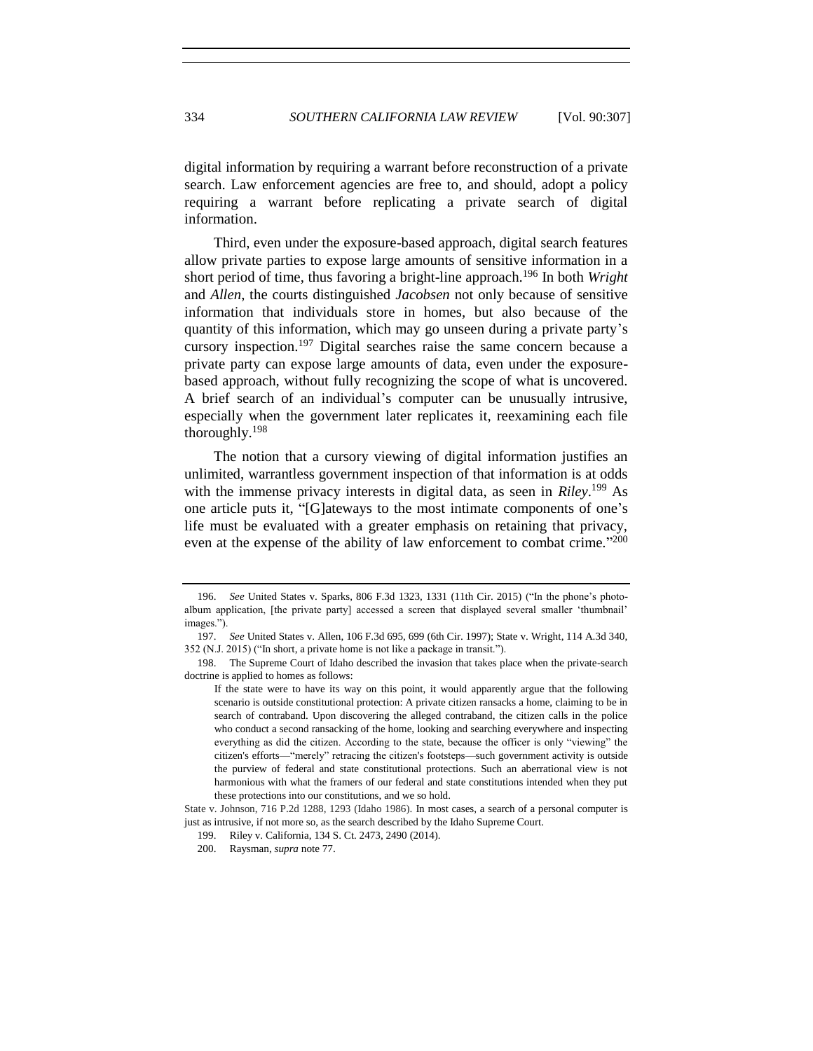digital information by requiring a warrant before reconstruction of a private search. Law enforcement agencies are free to, and should, adopt a policy requiring a warrant before replicating a private search of digital information.

Third, even under the exposure-based approach, digital search features allow private parties to expose large amounts of sensitive information in a short period of time, thus favoring a bright-line approach.[196] In both *Wright* and *Allen*, the courts distinguished *Jacobsen* not only because of sensitive information that individuals store in homes, but also because of the quantity of this information, which may go unseen during a private party's cursory inspection.[197] Digital searches raise the same concern because a private party can expose large amounts of data, even under the exposure-based approach, without fully recognizing the scope of what is uncovered. A brief search of an individual's computer can be unusually intrusive, especially when the government later replicates it, reexamining each file thoroughly.[198]

The notion that a cursory viewing of digital information justifies an unlimited, warrantless government inspection of that information is at odds with the immense privacy interests in digital data, as seen in *Riley*.[199] As one article puts it, "[G]ateways to the most intimate components of one's life must be evaluated with a greater emphasis on retaining that privacy, even at the expense of the ability of law enforcement to combat crime."[200]

---

196. *See* United States v. Sparks, 806 F.3d 1323, 1331 (11th Cir. 2015) ("In the phone's photo-album application, [the private party] accessed a screen that displayed several smaller 'thumbnail' images.").

197. *See* United States v. Allen, 106 F.3d 695, 699 (6th Cir. 1997); State v. Wright, 114 A.3d 340, 352 (N.J. 2015) ("In short, a private home is not like a package in transit.").

198. The Supreme Court of Idaho described the invasion that takes place when the private-search doctrine is applied to homes as follows:

> If the state were to have its way on this point, it would apparently argue that the following scenario is outside constitutional protection: A private citizen ransacks a home, claiming to be in search of contraband. Upon discovering the alleged contraband, the citizen calls in the police who conduct a second ransacking of the home, looking and searching everywhere and inspecting everything as did the citizen. According to the state, because the officer is only "viewing" the citizen's efforts—"merely" retracing the citizen's footsteps—such government activity is outside the purview of federal and state constitutional protections. Such an aberrational view is not harmonious with what the framers of our federal and state constitutions intended when they put these protections into our constitutions, and we so hold.

State v. Johnson, 716 P.2d 1288, 1293 (Idaho 1986). In most cases, a search of a personal computer is just as intrusive, if not more so, as the search described by the Idaho Supreme Court.

199. Riley v. California, 134 S. Ct. 2473, 2490 (2014).

200. Raysman, *supra* note 77.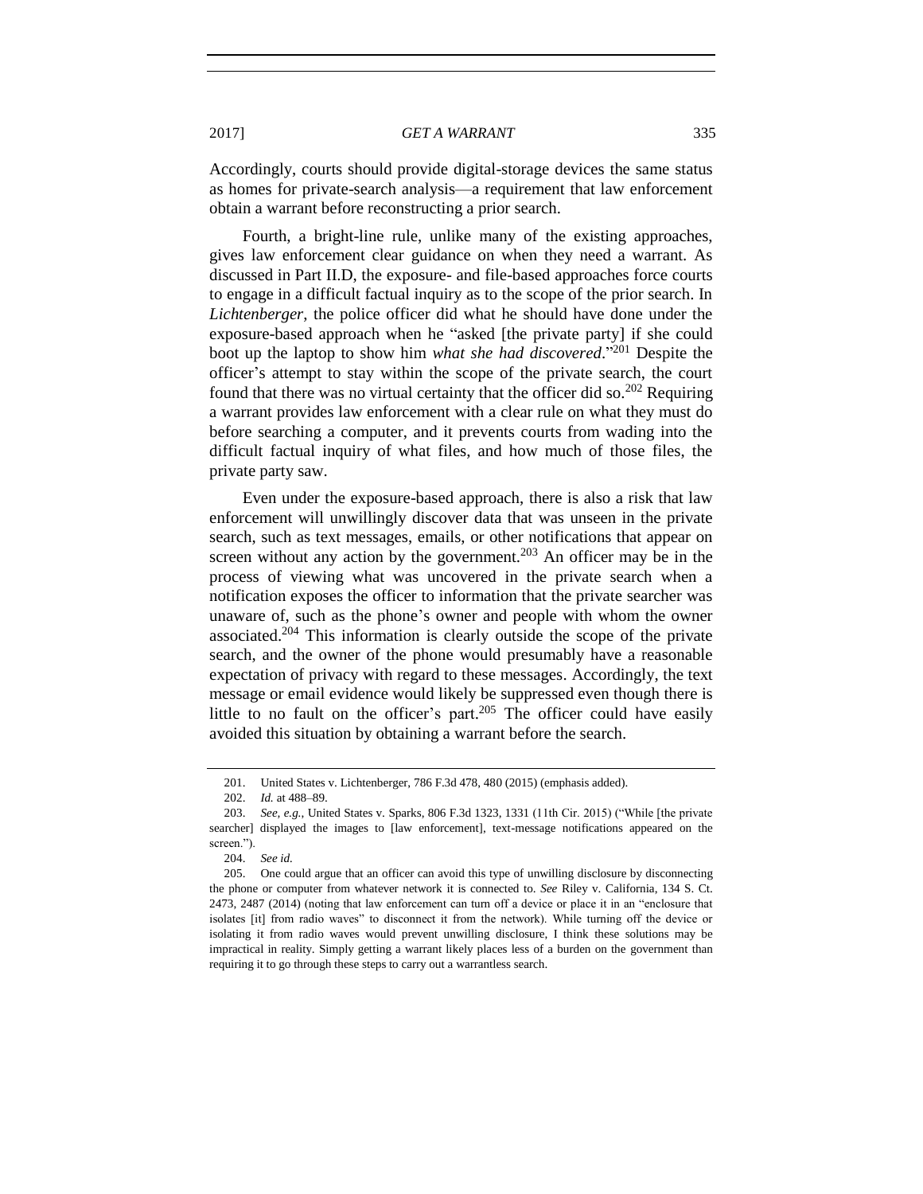Accordingly, courts should provide digital-storage devices the same status as homes for private-search analysis—a requirement that law enforcement obtain a warrant before reconstructing a prior search.

Fourth, a bright-line rule, unlike many of the existing approaches, gives law enforcement clear guidance on when they need a warrant. As discussed in Part II.D, the exposure- and file-based approaches force courts to engage in a difficult factual inquiry as to the scope of the prior search. In *Lichtenberger*, the police officer did what he should have done under the exposure-based approach when he "asked [the private party] if she could boot up the laptop to show him *what she had discovered*."[201] Despite the officer's attempt to stay within the scope of the private search, the court found that there was no virtual certainty that the officer did so.[202] Requiring a warrant provides law enforcement with a clear rule on what they must do before searching a computer, and it prevents courts from wading into the difficult factual inquiry of what files, and how much of those files, the private party saw.

Even under the exposure-based approach, there is also a risk that law enforcement will unwillingly discover data that was unseen in the private search, such as text messages, emails, or other notifications that appear on screen without any action by the government.[203] An officer may be in the process of viewing what was uncovered in the private search when a notification exposes the officer to information that the private searcher was unaware of, such as the phone's owner and people with whom the owner associated.[204] This information is clearly outside the scope of the private search, and the owner of the phone would presumably have a reasonable expectation of privacy with regard to these messages. Accordingly, the text message or email evidence would likely be suppressed even though there is little to no fault on the officer's part.[205] The officer could have easily avoided this situation by obtaining a warrant before the search.

---

201. United States v. Lichtenberger, 786 F.3d 478, 480 (2015) (emphasis added).

202. *Id.* at 488–89.

203. *See, e.g.*, United States v. Sparks, 806 F.3d 1323, 1331 (11th Cir. 2015) ("While [the private searcher] displayed the images to [law enforcement], text-message notifications appeared on the screen.").

204. *See id.*

205. One could argue that an officer can avoid this type of unwilling disclosure by disconnecting the phone or computer from whatever network it is connected to. *See* Riley v. California, 134 S. Ct. 2473, 2487 (2014) (noting that law enforcement can turn off a device or place it in an "enclosure that isolates [it] from radio waves" to disconnect it from the network). While turning off the device or isolating it from radio waves would prevent unwilling disclosure, I think these solutions may be impractical in reality. Simply getting a warrant likely places less of a burden on the government than requiring it to go through these steps to carry out a warrantless search.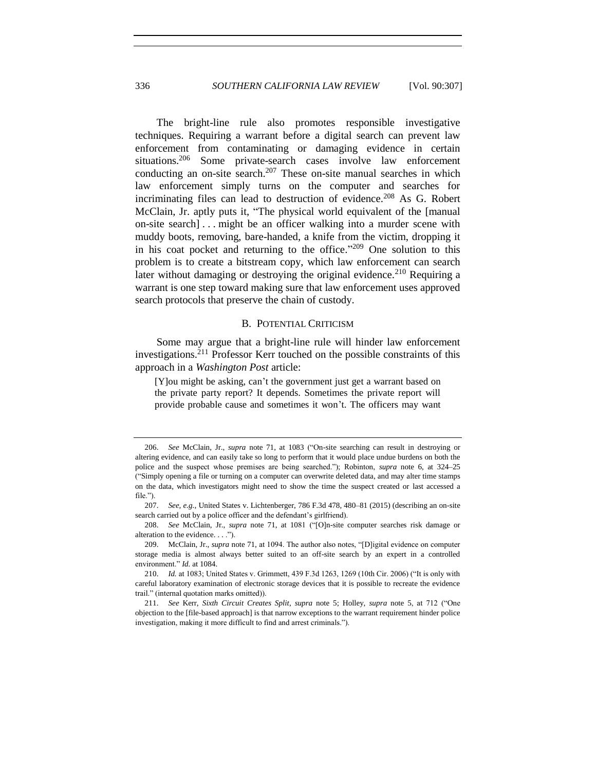The bright-line rule also promotes responsible investigative techniques. Requiring a warrant before a digital search can prevent law enforcement from contaminating or damaging evidence in certain situations.[206] Some private-search cases involve law enforcement conducting an on-site search.[207] These on-site manual searches in which law enforcement simply turns on the computer and searches for incriminating files can lead to destruction of evidence.[208] As G. Robert McClain, Jr. aptly puts it, "The physical world equivalent of the [manual on-site search] . . . might be an officer walking into a murder scene with muddy boots, removing, bare-handed, a knife from the victim, dropping it in his coat pocket and returning to the office."[209] One solution to this problem is to create a bitstream copy, which law enforcement can search later without damaging or destroying the original evidence.[210] Requiring a warrant is one step toward making sure that law enforcement uses approved search protocols that preserve the chain of custody.

### B. Potential Criticism

Some may argue that a bright-line rule will hinder law enforcement investigations.[211] Professor Kerr touched on the possible constraints of this approach in a *Washington Post* article:

> [Y]ou might be asking, can't the government just get a warrant based on the private party report? It depends. Sometimes the private report will provide probable cause and sometimes it won't. The officers may want

---

206. *See* McClain, Jr., *supra* note 71, at 1083 ("On-site searching can result in destroying or altering evidence, and can easily take so long to perform that it would place undue burdens on both the police and the suspect whose premises are being searched."); Robinton, *supra* note 6, at 324–25 ("Simply opening a file or turning on a computer can overwrite deleted data, and may alter time stamps on the data, which investigators might need to show the time the suspect created or last accessed a file.").

207. *See, e.g.*, United States v. Lichtenberger, 786 F.3d 478, 480–81 (2015) (describing an on-site search carried out by a police officer and the defendant's girlfriend).

208. *See* McClain, Jr., *supra* note 71, at 1081 ("[O]n-site computer searches risk damage or alteration to the evidence. . . .").

209. McClain, Jr., *supra* note 71, at 1094. The author also notes, "[D]igital evidence on computer storage media is almost always better suited to an off-site search by an expert in a controlled environment." *Id.* at 1084.

210. *Id.* at 1083; United States v. Grimmett, 439 F.3d 1263, 1269 (10th Cir. 2006) ("It is only with careful laboratory examination of electronic storage devices that it is possible to recreate the evidence trail." (internal quotation marks omitted)).

211. *See* Kerr, *Sixth Circuit Creates Split*, *supra* note 5; Holley, *supra* note 5, at 712 ("One objection to the [file-based approach] is that narrow exceptions to the warrant requirement hinder police investigation, making it more difficult to find and arrest criminals.").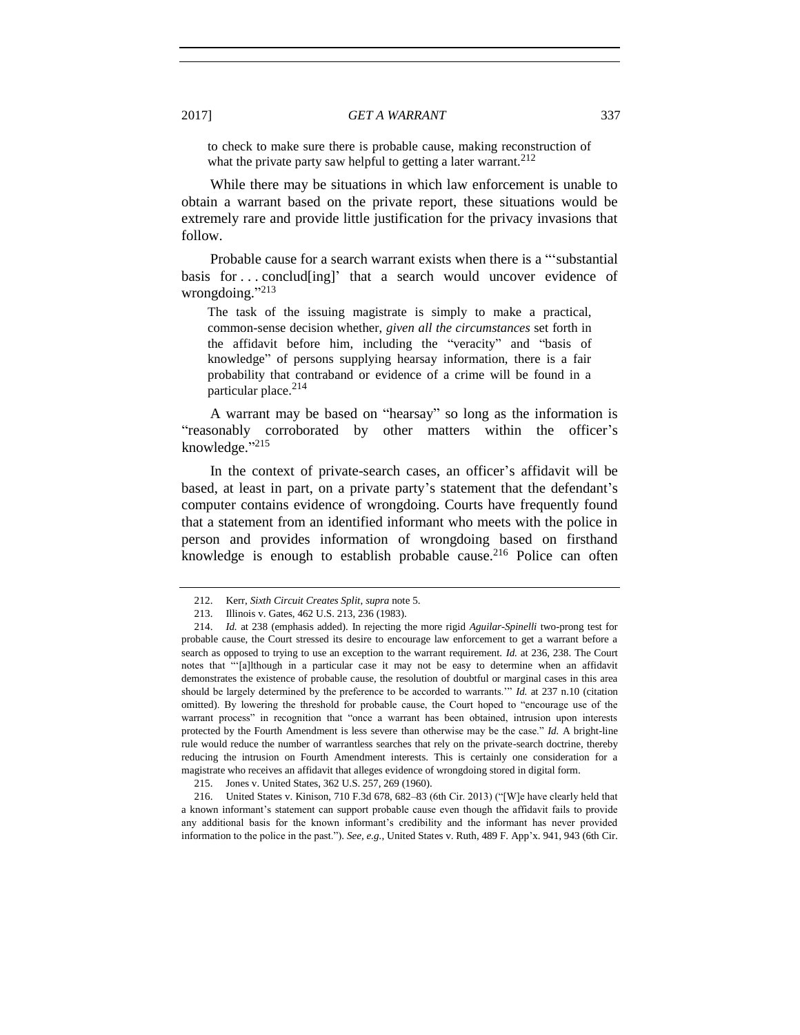> to check to make sure there is probable cause, making reconstruction of what the private party saw helpful to getting a later warrant.[212]

While there may be situations in which law enforcement is unable to obtain a warrant based on the private report, these situations would be extremely rare and provide little justification for the privacy invasions that follow.

Probable cause for a search warrant exists when there is a "'substantial basis for . . . conclud[ing]' that a search would uncover evidence of wrongdoing."[213]

> The task of the issuing magistrate is simply to make a practical, common-sense decision whether, *given all the circumstances* set forth in the affidavit before him, including the "veracity" and "basis of knowledge" of persons supplying hearsay information, there is a fair probability that contraband or evidence of a crime will be found in a particular place.[214]

A warrant may be based on "hearsay" so long as the information is "reasonably corroborated by other matters within the officer's knowledge."[215]

In the context of private-search cases, an officer's affidavit will be based, at least in part, on a private party's statement that the defendant's computer contains evidence of wrongdoing. Courts have frequently found that a statement from an identified informant who meets with the police in person and provides information of wrongdoing based on firsthand knowledge is enough to establish probable cause.[216] Police can often

---

212. Kerr, *Sixth Circuit Creates Split*, *supra* note 5.

213. Illinois v. Gates, 462 U.S. 213, 236 (1983).

214. *Id.* at 238 (emphasis added). In rejecting the more rigid *Aguilar-Spinelli* two-prong test for probable cause, the Court stressed its desire to encourage law enforcement to get a warrant before a search as opposed to trying to use an exception to the warrant requirement. *Id.* at 236, 238. The Court notes that "'[a]lthough in a particular case it may not be easy to determine when an affidavit demonstrates the existence of probable cause, the resolution of doubtful or marginal cases in this area should be largely determined by the preference to be accorded to warrants.'" *Id.* at 237 n.10 (citation omitted). By lowering the threshold for probable cause, the Court hoped to "encourage use of the warrant process" in recognition that "once a warrant has been obtained, intrusion upon interests protected by the Fourth Amendment is less severe than otherwise may be the case." *Id.* A bright-line rule would reduce the number of warrantless searches that rely on the private-search doctrine, thereby reducing the intrusion on Fourth Amendment interests. This is certainly one consideration for a magistrate who receives an affidavit that alleges evidence of wrongdoing stored in digital form.

215. Jones v. United States, 362 U.S. 257, 269 (1960).

216. United States v. Kinison, 710 F.3d 678, 682–83 (6th Cir. 2013) ("[W]e have clearly held that a known informant's statement can support probable cause even though the affidavit fails to provide any additional basis for the known informant's credibility and the informant has never provided information to the police in the past."). *See, e.g.*, United States v. Ruth, 489 F. App'x. 941, 943 (6th Cir.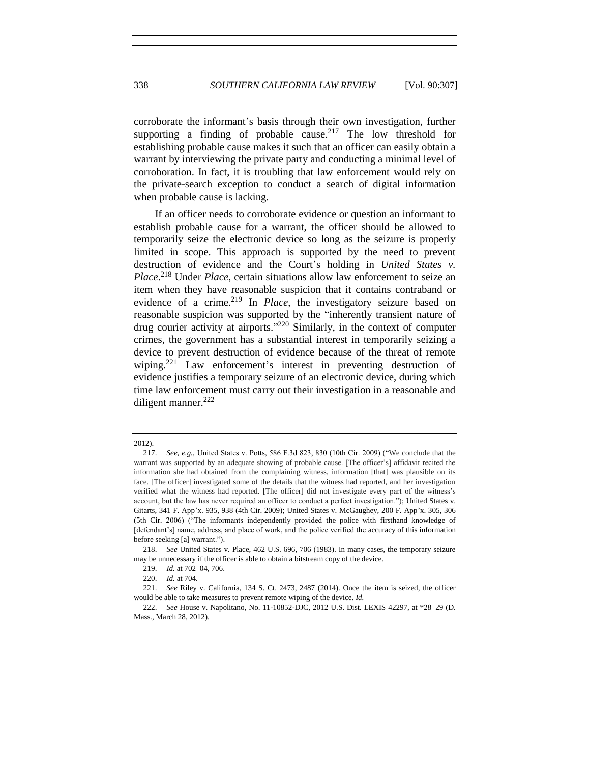corroborate the informant's basis through their own investigation, further supporting a finding of probable cause.[217] The low threshold for establishing probable cause makes it such that an officer can easily obtain a warrant by interviewing the private party and conducting a minimal level of corroboration. In fact, it is troubling that law enforcement would rely on the private-search exception to conduct a search of digital information when probable cause is lacking.

If an officer needs to corroborate evidence or question an informant to establish probable cause for a warrant, the officer should be allowed to temporarily seize the electronic device so long as the seizure is properly limited in scope. This approach is supported by the need to prevent destruction of evidence and the Court's holding in *United States v. Place*.[218] Under *Place*, certain situations allow law enforcement to seize an item when they have reasonable suspicion that it contains contraband or evidence of a crime.[219] In *Place*, the investigatory seizure based on reasonable suspicion was supported by the "inherently transient nature of drug courier activity at airports."[220] Similarly, in the context of computer crimes, the government has a substantial interest in temporarily seizing a device to prevent destruction of evidence because of the threat of remote wiping.[221] Law enforcement's interest in preventing destruction of evidence justifies a temporary seizure of an electronic device, during which time law enforcement must carry out their investigation in a reasonable and diligent manner.[222]

---

2012).

217. *See, e.g.*, United States v. Potts, 586 F.3d 823, 830 (10th Cir. 2009) ("We conclude that the warrant was supported by an adequate showing of probable cause. [The officer's] affidavit recited the information she had obtained from the complaining witness, information [that] was plausible on its face. [The officer] investigated some of the details that the witness had reported, and her investigation verified what the witness had reported. [The officer] did not investigate every part of the witness's account, but the law has never required an officer to conduct a perfect investigation."); United States v. Gitarts, 341 F. App'x. 935, 938 (4th Cir. 2009); United States v. McGaughey, 200 F. App'x. 305, 306 (5th Cir. 2006) ("The informants independently provided the police with firsthand knowledge of [defendant's] name, address, and place of work, and the police verified the accuracy of this information before seeking [a] warrant.").

218. *See* United States v. Place, 462 U.S. 696, 706 (1983). In many cases, the temporary seizure may be unnecessary if the officer is able to obtain a bitstream copy of the device.

219. *Id.* at 702–04, 706.

220. *Id.* at 704.

221. *See* Riley v. California, 134 S. Ct. 2473, 2487 (2014). Once the item is seized, the officer would be able to take measures to prevent remote wiping of the device. *Id.*

222. *See* House v. Napolitano, No. 11-10852-DJC, 2012 U.S. Dist. LEXIS 42297, at *28–29 (D. Mass., March 28, 2012).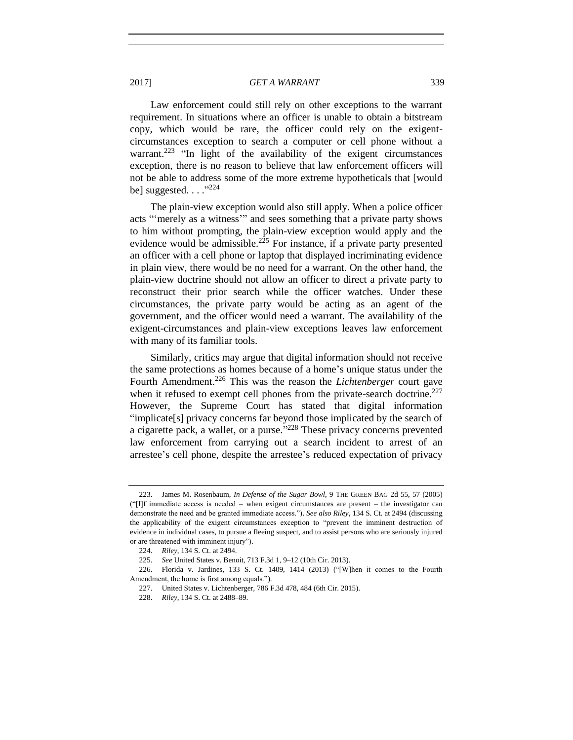Law enforcement could still rely on other exceptions to the warrant requirement. In situations where an officer is unable to obtain a bitstream copy, which would be rare, the officer could rely on the exigent-circumstances exception to search a computer or cell phone without a warrant.[223] "In light of the availability of the exigent circumstances exception, there is no reason to believe that law enforcement officers will not be able to address some of the more extreme hypotheticals that [would be] suggested. . . ."[224]

The plain-view exception would also still apply. When a police officer acts "'merely as a witness'" and sees something that a private party shows to him without prompting, the plain-view exception would apply and the evidence would be admissible.[225] For instance, if a private party presented an officer with a cell phone or laptop that displayed incriminating evidence in plain view, there would be no need for a warrant. On the other hand, the plain-view doctrine should not allow an officer to direct a private party to reconstruct their prior search while the officer watches. Under these circumstances, the private party would be acting as an agent of the government, and the officer would need a warrant. The availability of the exigent-circumstances and plain-view exceptions leaves law enforcement with many of its familiar tools.

Similarly, critics may argue that digital information should not receive the same protections as homes because of a home's unique status under the Fourth Amendment.[226] This was the reason the *Lichtenberger* court gave when it refused to exempt cell phones from the private-search doctrine.[227] However, the Supreme Court has stated that digital information "implicate[s] privacy concerns far beyond those implicated by the search of a cigarette pack, a wallet, or a purse."[228] These privacy concerns prevented law enforcement from carrying out a search incident to arrest of an arrestee's cell phone, despite the arrestee's reduced expectation of privacy

---

223. James M. Rosenbaum, *In Defense of the Sugar Bowl*, 9 THE GREEN BAG 2d 55, 57 (2005) ("[I]f immediate access is needed – when exigent circumstances are present – the investigator can demonstrate the need and be granted immediate access."). *See also Riley*, 134 S. Ct. at 2494 (discussing the applicability of the exigent circumstances exception to "prevent the imminent destruction of evidence in individual cases, to pursue a fleeing suspect, and to assist persons who are seriously injured or are threatened with imminent injury").

224. *Riley*, 134 S. Ct. at 2494.

225. *See* United States v. Benoit, 713 F.3d 1, 9–12 (10th Cir. 2013).

226. Florida v. Jardines, 133 S. Ct. 1409, 1414 (2013) ("[W]hen it comes to the Fourth Amendment, the home is first among equals.").

227. United States v. Lichtenberger, 786 F.3d 478, 484 (6th Cir. 2015).

228. *Riley*, 134 S. Ct. at 2488–89.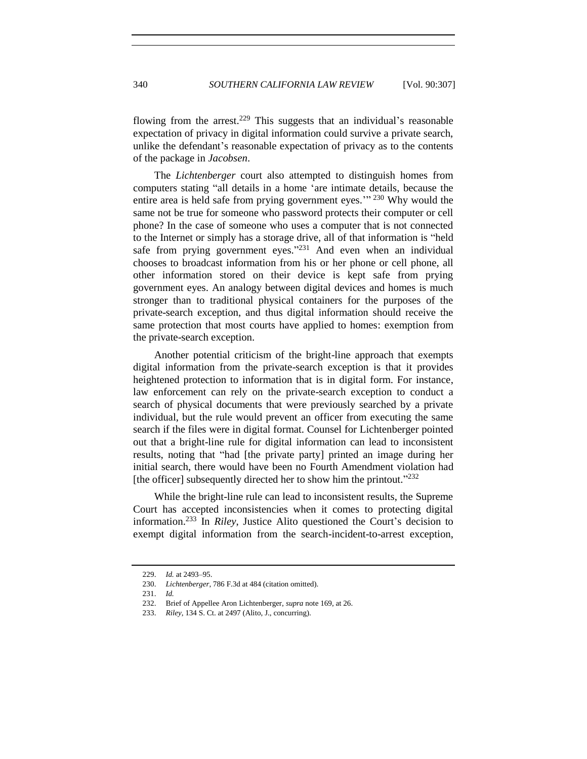flowing from the arrest.[229] This suggests that an individual's reasonable expectation of privacy in digital information could survive a private search, unlike the defendant's reasonable expectation of privacy as to the contents of the package in *Jacobsen*.

The *Lichtenberger* court also attempted to distinguish homes from computers stating "all details in a home 'are intimate details, because the entire area is held safe from prying government eyes.'"[230] Why would the same not be true for someone who password protects their computer or cell phone? In the case of someone who uses a computer that is not connected to the Internet or simply has a storage drive, all of that information is "held safe from prying government eyes."[231] And even when an individual chooses to broadcast information from his or her phone or cell phone, all other information stored on their device is kept safe from prying government eyes. An analogy between digital devices and homes is much stronger than to traditional physical containers for the purposes of the private-search exception, and thus digital information should receive the same protection that most courts have applied to homes: exemption from the private-search exception.

Another potential criticism of the bright-line approach that exempts digital information from the private-search exception is that it provides heightened protection to information that is in digital form. For instance, law enforcement can rely on the private-search exception to conduct a search of physical documents that were previously searched by a private individual, but the rule would prevent an officer from executing the same search if the files were in digital format. Counsel for Lichtenberger pointed out that a bright-line rule for digital information can lead to inconsistent results, noting that "had [the private party] printed an image during her initial search, there would have been no Fourth Amendment violation had [the officer] subsequently directed her to show him the printout."[232]

While the bright-line rule can lead to inconsistent results, the Supreme Court has accepted inconsistencies when it comes to protecting digital information.[233] In *Riley*, Justice Alito questioned the Court's decision to exempt digital information from the search-incident-to-arrest exception,

229. *Id.* at 2493–95.

230. *Lichtenberger*, 786 F.3d at 484 (citation omitted).

231. *Id.*

232. Brief of Appellee Aron Lichtenberger, *supra* note 169, at 26.

233. *Riley*, 134 S. Ct. at 2497 (Alito, J., concurring).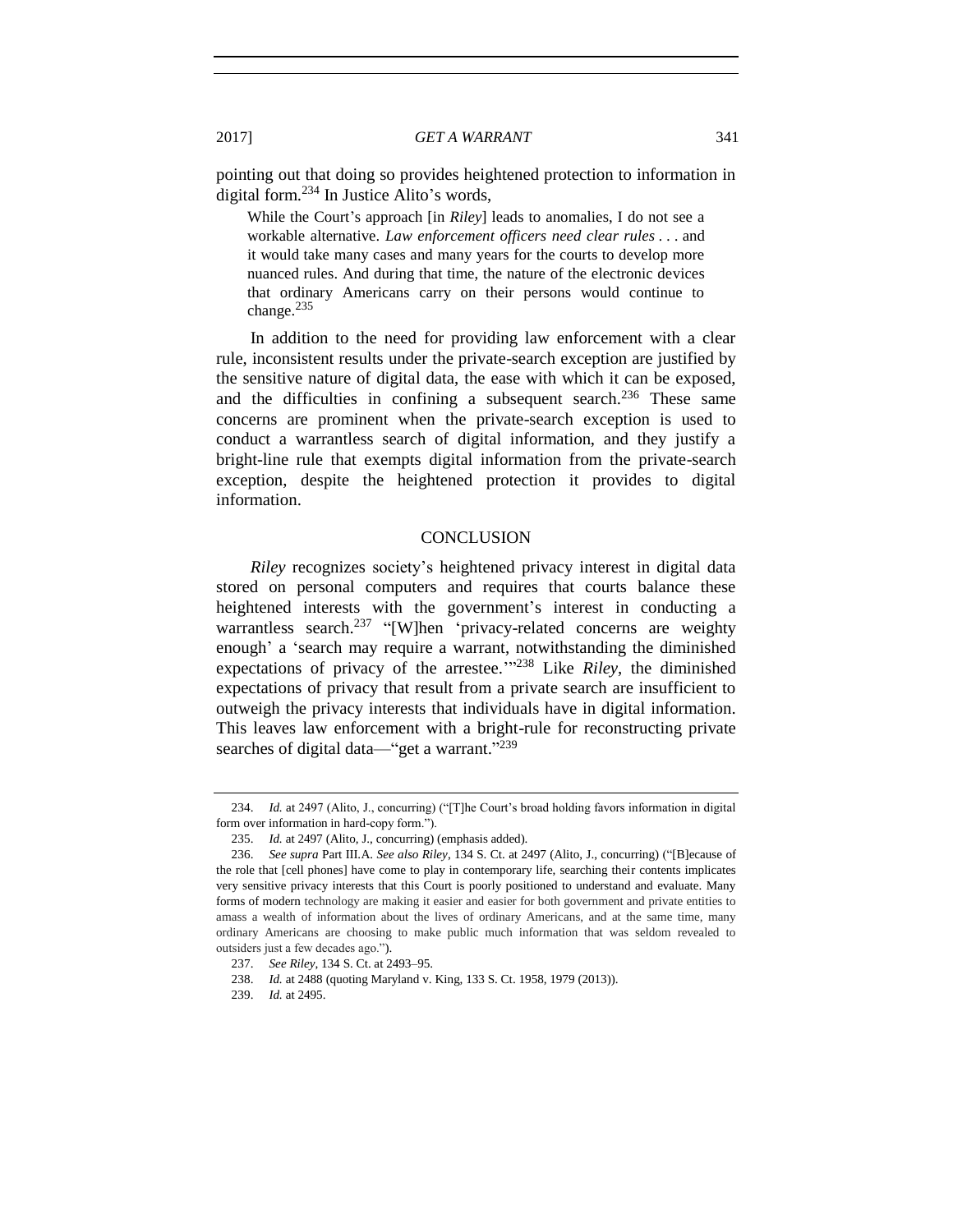pointing out that doing so provides heightened protection to information in digital form.[234] In Justice Alito's words,

> While the Court's approach [in *Riley*] leads to anomalies, I do not see a workable alternative. *Law enforcement officers need clear rules* . . . and it would take many cases and many years for the courts to develop more nuanced rules. And during that time, the nature of the electronic devices that ordinary Americans carry on their persons would continue to change.[235]

In addition to the need for providing law enforcement with a clear rule, inconsistent results under the private-search exception are justified by the sensitive nature of digital data, the ease with which it can be exposed, and the difficulties in confining a subsequent search.[236] These same concerns are prominent when the private-search exception is used to conduct a warrantless search of digital information, and they justify a bright-line rule that exempts digital information from the private-search exception, despite the heightened protection it provides to digital information.

## CONCLUSION

*Riley* recognizes society's heightened privacy interest in digital data stored on personal computers and requires that courts balance these heightened interests with the government's interest in conducting a warrantless search.[237] "[W]hen 'privacy-related concerns are weighty enough' a 'search may require a warrant, notwithstanding the diminished expectations of privacy of the arrestee.'"[238] Like *Riley*, the diminished expectations of privacy that result from a private search are insufficient to outweigh the privacy interests that individuals have in digital information. This leaves law enforcement with a bright-rule for reconstructing private searches of digital data—"get a warrant."[239]

---

234. *Id.* at 2497 (Alito, J., concurring) ("[T]he Court's broad holding favors information in digital form over information in hard-copy form.").

235. *Id.* at 2497 (Alito, J., concurring) (emphasis added).

236. *See supra* Part III.A. *See also Riley*, 134 S. Ct. at 2497 (Alito, J., concurring) ("[B]ecause of the role that [cell phones] have come to play in contemporary life, searching their contents implicates very sensitive privacy interests that this Court is poorly positioned to understand and evaluate. Many forms of modern technology are making it easier and easier for both government and private entities to amass a wealth of information about the lives of ordinary Americans, and at the same time, many ordinary Americans are choosing to make public much information that was seldom revealed to outsiders just a few decades ago.").

237. *See Riley*, 134 S. Ct. at 2493–95.

238. *Id.* at 2488 (quoting Maryland v. King, 133 S. Ct. 1958, 1979 (2013)).

239. *Id.* at 2495.